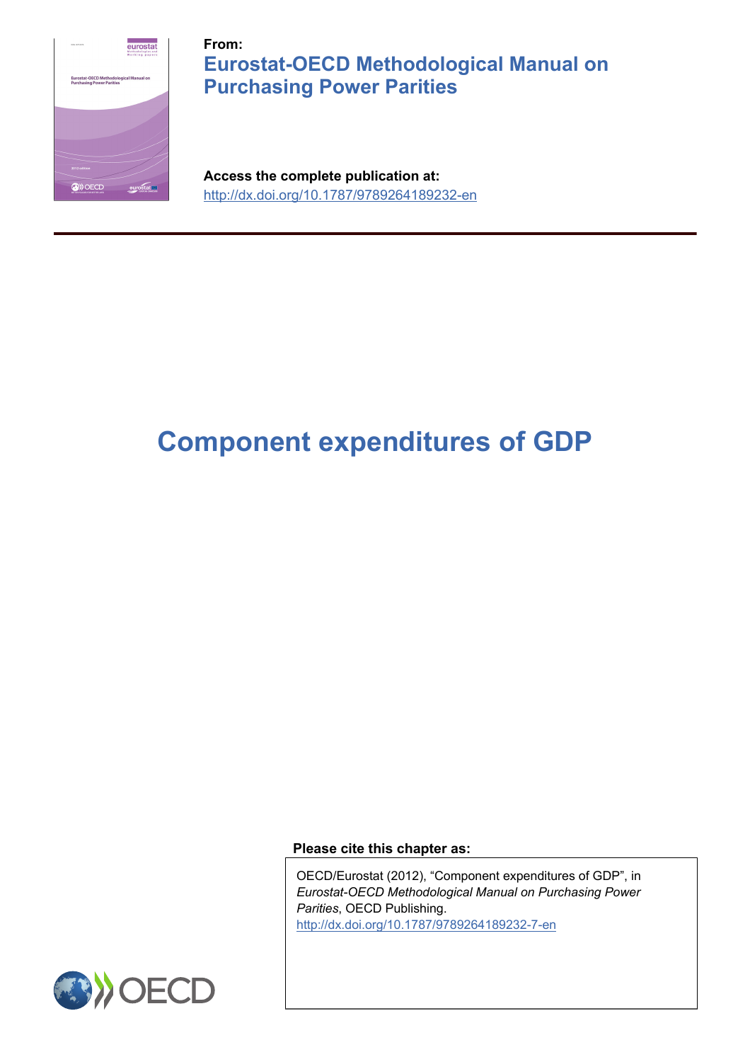**From:**

## Eurostat-OECD Methodological Manual on Purchasing Power Parities

**Access the complete publication at:**

http://dx.doi.org/10.1787/9789264189232-en

# Component expenditures of GDP

**Please cite this chapter as:**

OECD/Eurostat (2012), “Component expenditures of GDP”, in *Eurostat-OECD Methodological Manual on Purchasing Power Parities*, OECD Publishing.
http://dx.doi.org/10.1787/9789264189232-7-en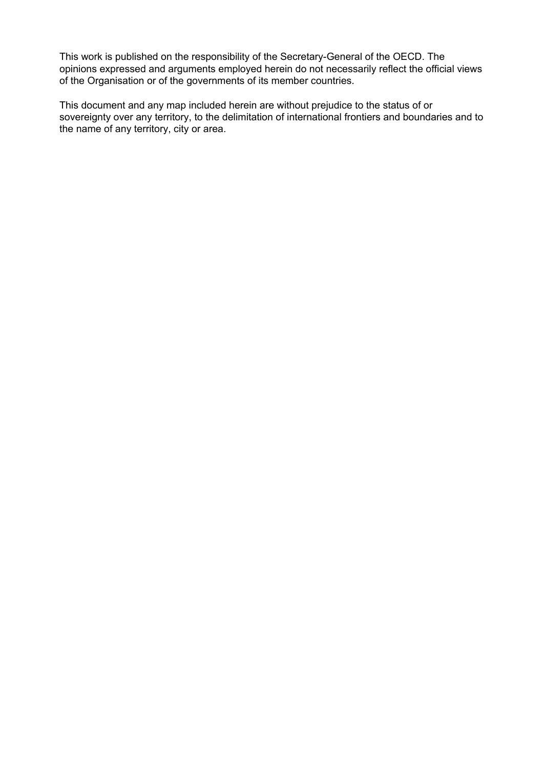This work is published on the responsibility of the Secretary-General of the OECD. The opinions expressed and arguments employed herein do not necessarily reflect the official views of the Organisation or of the governments of its member countries.

This document and any map included herein are without prejudice to the status of or sovereignty over any territory, to the delimitation of international frontiers and boundaries and to the name of any territory, city or area.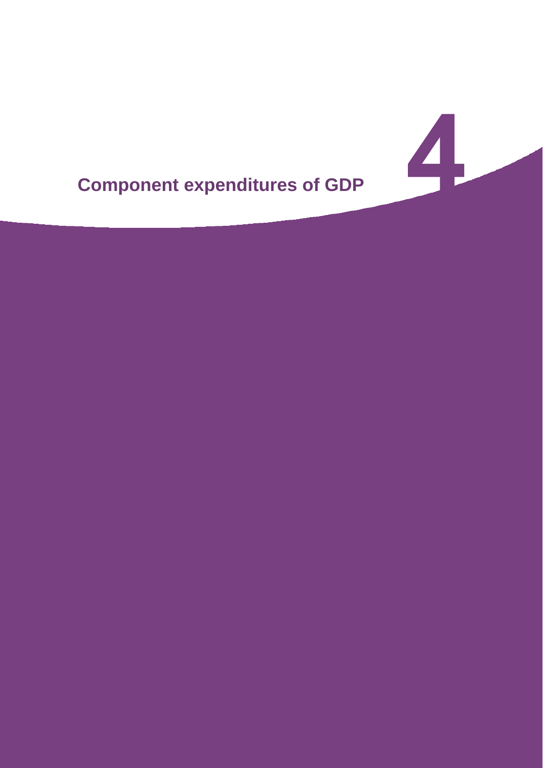# 4

# Component expenditures of GDP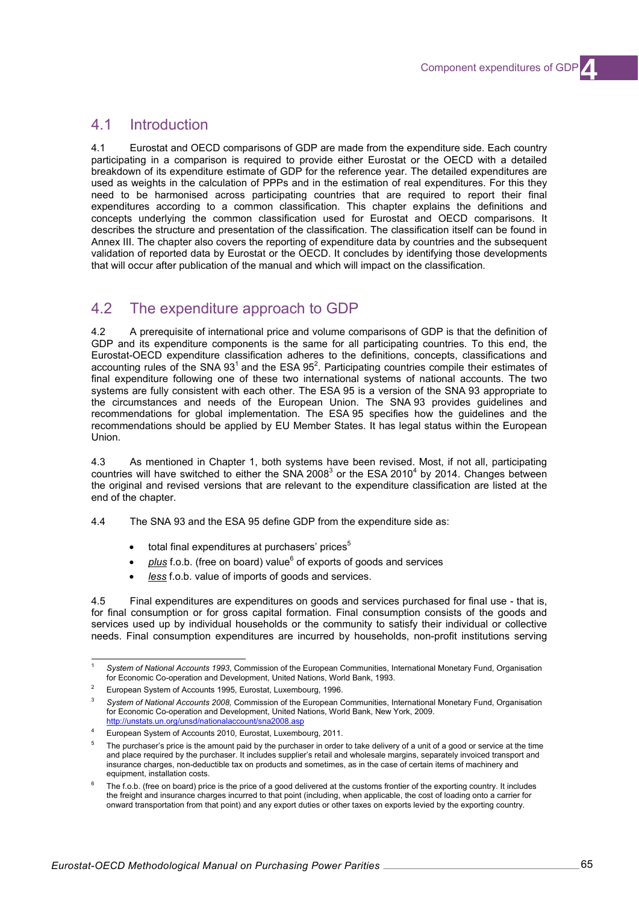## 4.1 Introduction

4.1 Eurostat and OECD comparisons of GDP are made from the expenditure side. Each country participating in a comparison is required to provide either Eurostat or the OECD with a detailed breakdown of its expenditure estimate of GDP for the reference year. The detailed expenditures are used as weights in the calculation of PPPs and in the estimation of real expenditures. For this they need to be harmonised across participating countries that are required to report their final expenditures according to a common classification. This chapter explains the definitions and concepts underlying the common classification used for Eurostat and OECD comparisons. It describes the structure and presentation of the classification. The classification itself can be found in Annex III. The chapter also covers the reporting of expenditure data by countries and the subsequent validation of reported data by Eurostat or the OECD. It concludes by identifying those developments that will occur after publication of the manual and which will impact on the classification.

## 4.2 The expenditure approach to GDP

4.2 A prerequisite of international price and volume comparisons of GDP is that the definition of GDP and its expenditure components is the same for all participating countries. To this end, the Eurostat-OECD expenditure classification adheres to the definitions, concepts, classifications and accounting rules of the SNA 93[1] and the ESA 95[2]. Participating countries compile their estimates of final expenditure following one of these two international systems of national accounts. The two systems are fully consistent with each other. The ESA 95 is a version of the SNA 93 appropriate to the circumstances and needs of the European Union. The SNA 93 provides guidelines and recommendations for global implementation. The ESA 95 specifies how the guidelines and the recommendations should be applied by EU Member States. It has legal status within the European Union.

4.3 As mentioned in Chapter 1, both systems have been revised. Most, if not all, participating countries will have switched to either the SNA 2008[3] or the ESA 2010[4] by 2014. Changes between the original and revised versions that are relevant to the expenditure classification are listed at the end of the chapter.

4.4 The SNA 93 and the ESA 95 define GDP from the expenditure side as:

- total final expenditures at purchasers' prices[5]
- _plus_ f.o.b. (free on board) value[6] of exports of goods and services
- _less_ f.o.b. value of imports of goods and services.

4.5 Final expenditures are expenditures on goods and services purchased for final use - that is, for final consumption or for gross capital formation. Final consumption consists of the goods and services used up by individual households or the community to satisfy their individual or collective needs. Final consumption expenditures are incurred by households, non-profit institutions serving

---

[1] *System of National Accounts 1993*, Commission of the European Communities, International Monetary Fund, Organisation for Economic Co-operation and Development, United Nations, World Bank, 1993.

[2] European System of Accounts 1995, Eurostat, Luxembourg, 1996.

[3] *System of National Accounts 2008,* Commission of the European Communities, International Monetary Fund, Organisation for Economic Co-operation and Development, United Nations, World Bank, New York, 2009. http://unstats.un.org/unsd/nationalaccount/sna2008.asp

[4] European System of Accounts 2010, Eurostat, Luxembourg, 2011.

[5] The purchaser's price is the amount paid by the purchaser in order to take delivery of a unit of a good or service at the time and place required by the purchaser. It includes supplier's retail and wholesale margins, separately invoiced transport and insurance charges, non-deductible tax on products and sometimes, as in the case of certain items of machinery and equipment, installation costs.

[6] The f.o.b. (free on board) price is the price of a good delivered at the customs frontier of the exporting country. It includes the freight and insurance charges incurred to that point (including, when applicable, the cost of loading onto a carrier for onward transportation from that point) and any export duties or other taxes on exports levied by the exporting country.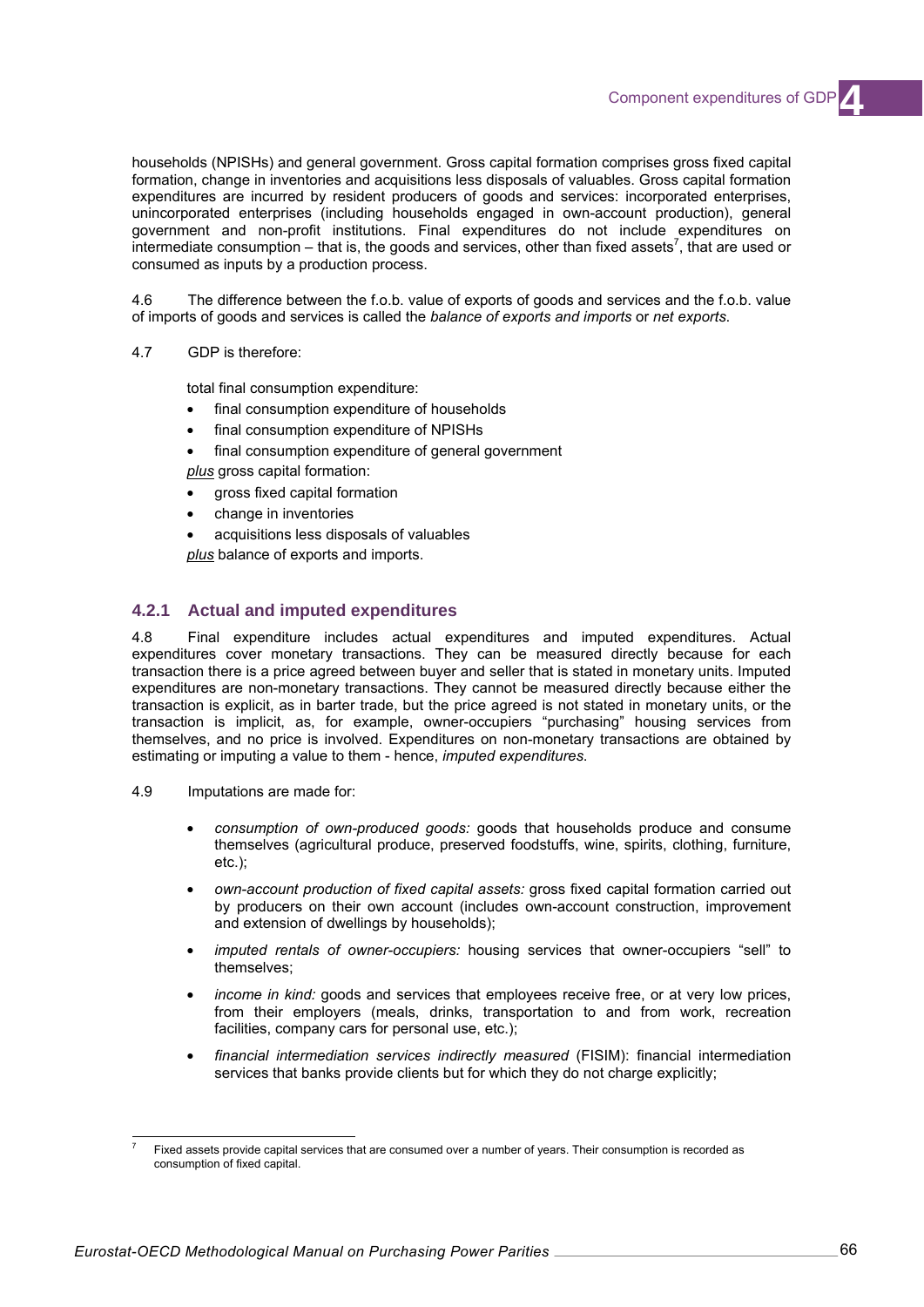households (NPISHs) and general government. Gross capital formation comprises gross fixed capital formation, change in inventories and acquisitions less disposals of valuables. Gross capital formation expenditures are incurred by resident producers of goods and services: incorporated enterprises, unincorporated enterprises (including households engaged in own-account production), general government and non-profit institutions. Final expenditures do not include expenditures on intermediate consumption – that is, the goods and services, other than fixed assets[7], that are used or consumed as inputs by a production process.

4.6 The difference between the f.o.b. value of exports of goods and services and the f.o.b. value of imports of goods and services is called the *balance of exports and imports* or *net exports*.

4.7 GDP is therefore:

total final consumption expenditure:

- final consumption expenditure of households
- final consumption expenditure of NPISHs
- final consumption expenditure of general government

<u>plus</u> gross capital formation:

- gross fixed capital formation
- change in inventories
- acquisitions less disposals of valuables

<u>plus</u> balance of exports and imports.

### 4.2.1 Actual and imputed expenditures

4.8 Final expenditure includes actual expenditures and imputed expenditures. Actual expenditures cover monetary transactions. They can be measured directly because for each transaction there is a price agreed between buyer and seller that is stated in monetary units. Imputed expenditures are non-monetary transactions. They cannot be measured directly because either the transaction is explicit, as in barter trade, but the price agreed is not stated in monetary units, or the transaction is implicit, as, for example, owner-occupiers "purchasing" housing services from themselves, and no price is involved. Expenditures on non-monetary transactions are obtained by estimating or imputing a value to them - hence, *imputed expenditures*.

4.9 Imputations are made for:

- *consumption of own-produced goods:* goods that households produce and consume themselves (agricultural produce, preserved foodstuffs, wine, spirits, clothing, furniture, etc.);
- *own-account production of fixed capital assets:* gross fixed capital formation carried out by producers on their own account (includes own-account construction, improvement and extension of dwellings by households);
- *imputed rentals of owner-occupiers:* housing services that owner-occupiers "sell" to themselves;
- *income in kind:* goods and services that employees receive free, or at very low prices, from their employers (meals, drinks, transportation to and from work, recreation facilities, company cars for personal use, etc.);
- *financial intermediation services indirectly measured* (FISIM): financial intermediation services that banks provide clients but for which they do not charge explicitly;

---

[7] Fixed assets provide capital services that are consumed over a number of years. Their consumption is recorded as consumption of fixed capital.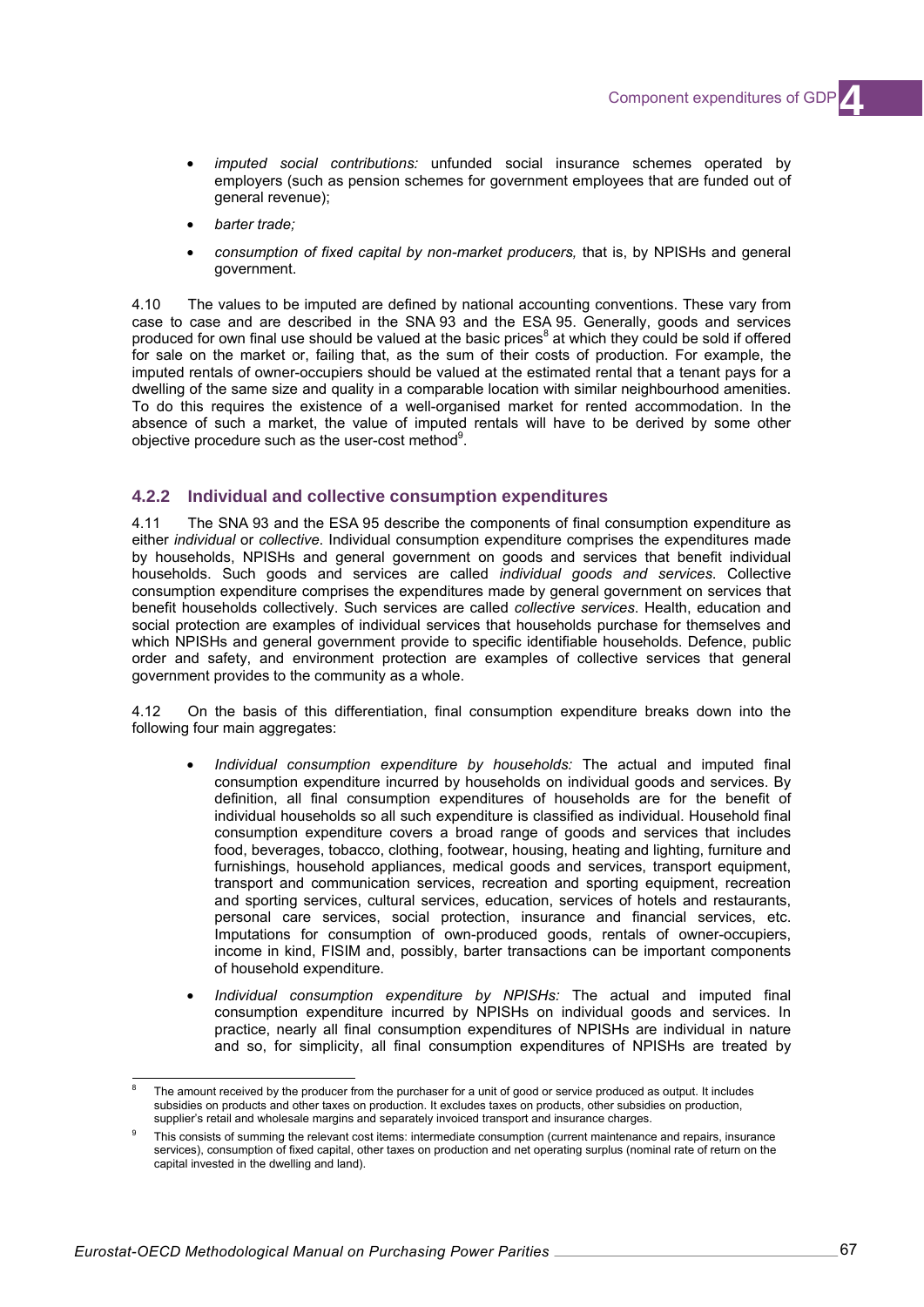- *imputed social contributions:* unfunded social insurance schemes operated by employers (such as pension schemes for government employees that are funded out of general revenue);
- *barter trade;*
- *consumption of fixed capital by non-market producers,* that is, by NPISHs and general government.

4.10 The values to be imputed are defined by national accounting conventions. These vary from case to case and are described in the SNA 93 and the ESA 95. Generally, goods and services produced for own final use should be valued at the basic prices[8] at which they could be sold if offered for sale on the market or, failing that, as the sum of their costs of production. For example, the imputed rentals of owner-occupiers should be valued at the estimated rental that a tenant pays for a dwelling of the same size and quality in a comparable location with similar neighbourhood amenities. To do this requires the existence of a well-organised market for rented accommodation. In the absence of such a market, the value of imputed rentals will have to be derived by some other objective procedure such as the user-cost method[9].

### 4.2.2 Individual and collective consumption expenditures

4.11 The SNA 93 and the ESA 95 describe the components of final consumption expenditure as either *individual* or *collective*. Individual consumption expenditure comprises the expenditures made by households, NPISHs and general government on goods and services that benefit individual households. Such goods and services are called *individual goods and services*. Collective consumption expenditure comprises the expenditures made by general government on services that benefit households collectively. Such services are called *collective services*. Health, education and social protection are examples of individual services that households purchase for themselves and which NPISHs and general government provide to specific identifiable households. Defence, public order and safety, and environment protection are examples of collective services that general government provides to the community as a whole.

4.12 On the basis of this differentiation, final consumption expenditure breaks down into the following four main aggregates:

- *Individual consumption expenditure by households:* The actual and imputed final consumption expenditure incurred by households on individual goods and services. By definition, all final consumption expenditures of households are for the benefit of individual households so all such expenditure is classified as individual. Household final consumption expenditure covers a broad range of goods and services that includes food, beverages, tobacco, clothing, footwear, housing, heating and lighting, furniture and furnishings, household appliances, medical goods and services, transport equipment, transport and communication services, recreation and sporting equipment, recreation and sporting services, cultural services, education, services of hotels and restaurants, personal care services, social protection, insurance and financial services, etc. Imputations for consumption of own-produced goods, rentals of owner-occupiers, income in kind, FISIM and, possibly, barter transactions can be important components of household expenditure.
- *Individual consumption expenditure by NPISHs:* The actual and imputed final consumption expenditure incurred by NPISHs on individual goods and services. In practice, nearly all final consumption expenditures of NPISHs are individual in nature and so, for simplicity, all final consumption expenditures of NPISHs are treated by

---

[8] The amount received by the producer from the purchaser for a unit of good or service produced as output. It includes subsidies on products and other taxes on production. It excludes taxes on products, other subsidies on production, supplier's retail and wholesale margins and separately invoiced transport and insurance charges.

[9] This consists of summing the relevant cost items: intermediate consumption (current maintenance and repairs, insurance services), consumption of fixed capital, other taxes on production and net operating surplus (nominal rate of return on the capital invested in the dwelling and land).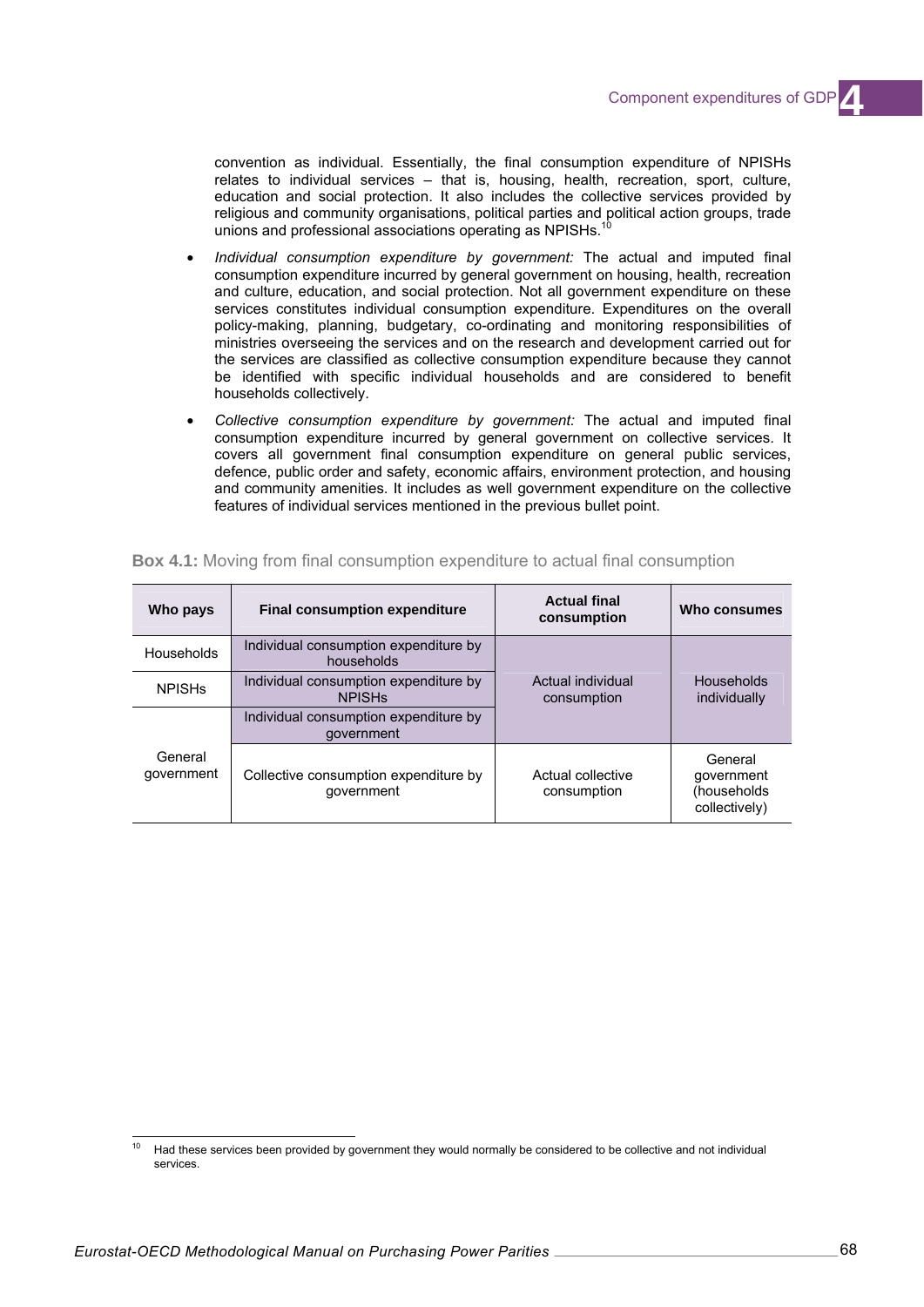convention as individual. Essentially, the final consumption expenditure of NPISHs relates to individual services – that is, housing, health, recreation, sport, culture, education and social protection. It also includes the collective services provided by religious and community organisations, political parties and political action groups, trade unions and professional associations operating as NPISHs.[10]

- *Individual consumption expenditure by government:* The actual and imputed final consumption expenditure incurred by general government on housing, health, recreation and culture, education, and social protection. Not all government expenditure on these services constitutes individual consumption expenditure. Expenditures on the overall policy-making, planning, budgetary, co-ordinating and monitoring responsibilities of ministries overseeing the services and on the research and development carried out for the services are classified as collective consumption expenditure because they cannot be identified with specific individual households and are considered to benefit households collectively.

- *Collective consumption expenditure by government:* The actual and imputed final consumption expenditure incurred by general government on collective services. It covers all government final consumption expenditure on general public services, defence, public order and safety, economic affairs, environment protection, and housing and community amenities. It includes as well government expenditure on the collective features of individual services mentioned in the previous bullet point.

**Box 4.1:** Moving from final consumption expenditure to actual final consumption

| Who pays | Final consumption expenditure | Actual final consumption | Who consumes |
|---|---|---|---|
| Households | Individual consumption expenditure by households | Actual individual consumption | Households individually |
| NPISHs | Individual consumption expenditure by NPISHs | | |
| General government | Individual consumption expenditure by government | | |
| | Collective consumption expenditure by government | Actual collective consumption | General government (households collectively) |

[10] Had these services been provided by government they would normally be considered to be collective and not individual services.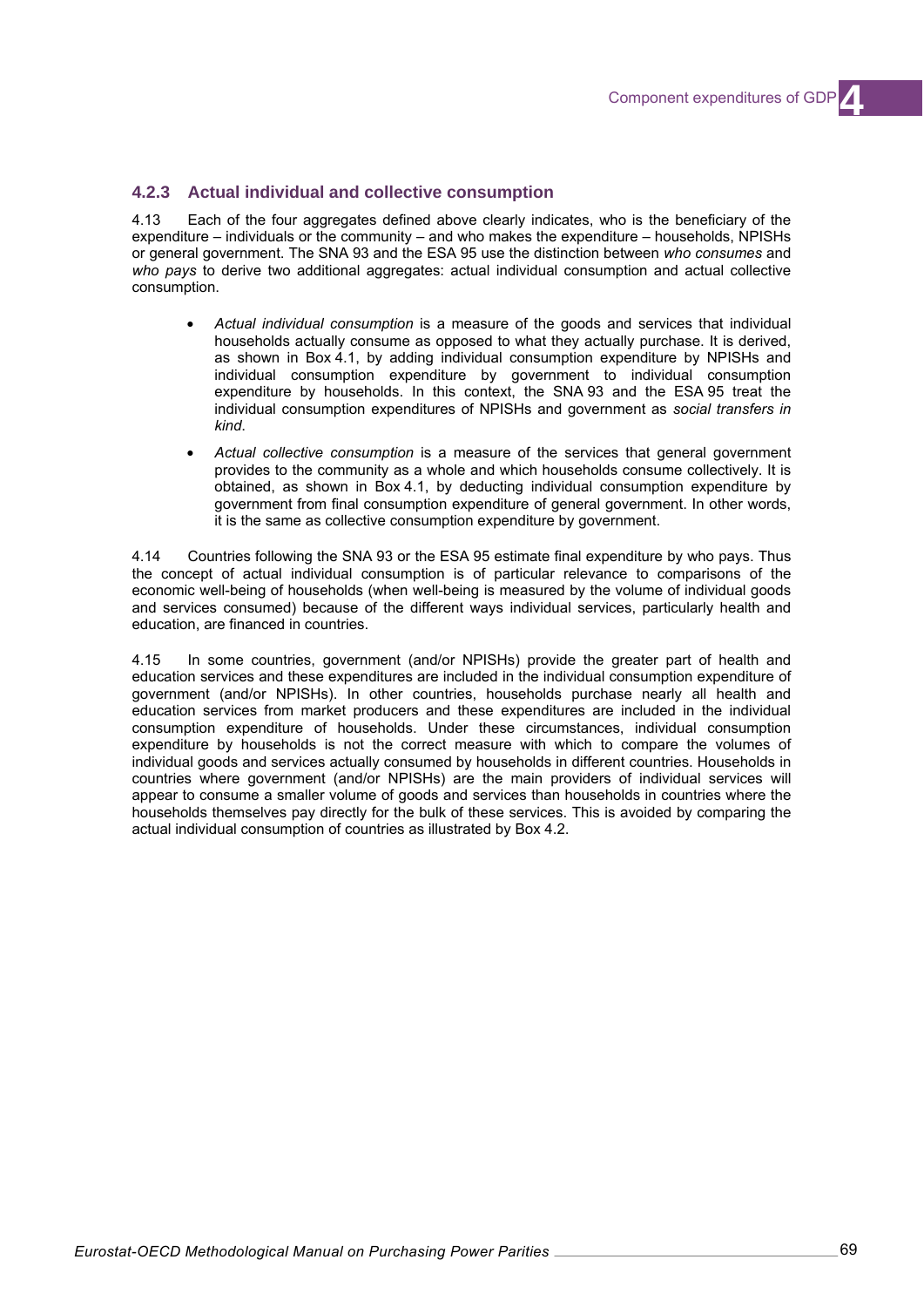### 4.2.3 Actual individual and collective consumption

4.13 Each of the four aggregates defined above clearly indicates, who is the beneficiary of the expenditure – individuals or the community – and who makes the expenditure – households, NPISHs or general government. The SNA 93 and the ESA 95 use the distinction between *who consumes* and *who pays* to derive two additional aggregates: actual individual consumption and actual collective consumption.

- *Actual individual consumption* is a measure of the goods and services that individual households actually consume as opposed to what they actually purchase. It is derived, as shown in Box 4.1, by adding individual consumption expenditure by NPISHs and individual consumption expenditure by government to individual consumption expenditure by households. In this context, the SNA 93 and the ESA 95 treat the individual consumption expenditures of NPISHs and government as *social transfers in kind*.

- *Actual collective consumption* is a measure of the services that general government provides to the community as a whole and which households consume collectively. It is obtained, as shown in Box 4.1, by deducting individual consumption expenditure by government from final consumption expenditure of general government. In other words, it is the same as collective consumption expenditure by government.

4.14 Countries following the SNA 93 or the ESA 95 estimate final expenditure by who pays. Thus the concept of actual individual consumption is of particular relevance to comparisons of the economic well-being of households (when well-being is measured by the volume of individual goods and services consumed) because of the different ways individual services, particularly health and education, are financed in countries.

4.15 In some countries, government (and/or NPISHs) provide the greater part of health and education services and these expenditures are included in the individual consumption expenditure of government (and/or NPISHs). In other countries, households purchase nearly all health and education services from market producers and these expenditures are included in the individual consumption expenditure of households. Under these circumstances, individual consumption expenditure by households is not the correct measure with which to compare the volumes of individual goods and services actually consumed by households in different countries. Households in countries where government (and/or NPISHs) are the main providers of individual services will appear to consume a smaller volume of goods and services than households in countries where the households themselves pay directly for the bulk of these services. This is avoided by comparing the actual individual consumption of countries as illustrated by Box 4.2.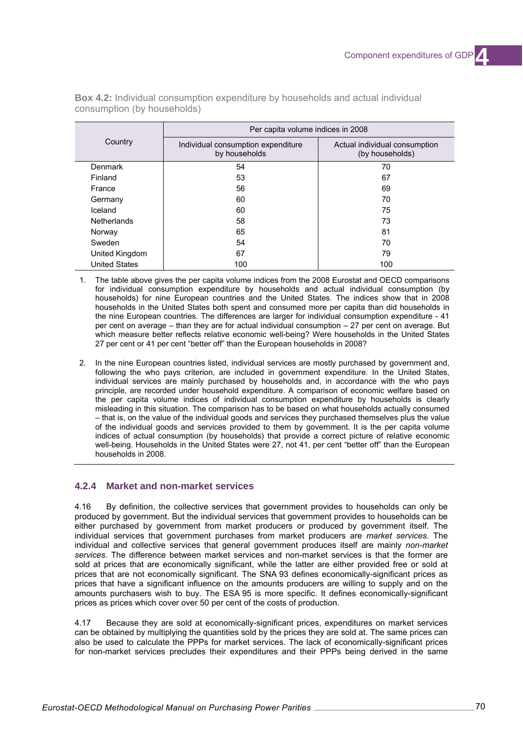**Box 4.2:** Individual consumption expenditure by households and actual individual consumption (by households)

| Country | Per capita volume indices in 2008 | |
|---|---|---|
| | Individual consumption expenditure by households | Actual individual consumption (by households) |
| Denmark | 54 | 70 |
| Finland | 53 | 67 |
| France | 56 | 69 |
| Germany | 60 | 70 |
| Iceland | 60 | 75 |
| Netherlands | 58 | 73 |
| Norway | 65 | 81 |
| Sweden | 54 | 70 |
| United Kingdom | 67 | 79 |
| United States | 100 | 100 |

1. The table above gives the per capita volume indices from the 2008 Eurostat and OECD comparisons for individual consumption expenditure by households and actual individual consumption (by households) for nine European countries and the United States. The indices show that in 2008 households in the United States both spent and consumed more per capita than did households in the nine European countries. The differences are larger for individual consumption expenditure - 41 per cent on average – than they are for actual individual consumption – 27 per cent on average. But which measure better reflects relative economic well-being? Were households in the United States 27 per cent or 41 per cent "better off" than the European households in 2008?

2. In the nine European countries listed, individual services are mostly purchased by government and, following the who pays criterion, are included in government expenditure. In the United States, individual services are mainly purchased by households and, in accordance with the who pays principle, are recorded under household expenditure. A comparison of economic welfare based on the per capita volume indices of individual consumption expenditure by households is clearly misleading in this situation. The comparison has to be based on what households actually consumed – that is, on the value of the individual goods and services they purchased themselves plus the value of the individual goods and services provided to them by government. It is the per capita volume indices of actual consumption (by households) that provide a correct picture of relative economic well-being. Households in the United States were 27, not 41, per cent "better off" than the European households in 2008.

### 4.2.4 Market and non-market services

4.16 By definition, the collective services that government provides to households can only be produced by government. But the individual services that government provides to households can be either purchased by government from market producers or produced by government itself. The individual services that government purchases from market producers are *market services*. The individual and collective services that general government produces itself are mainly *non-market services*. The difference between market services and non-market services is that the former are sold at prices that are economically significant, while the latter are either provided free or sold at prices that are not economically significant. The SNA 93 defines economically-significant prices as prices that have a significant influence on the amounts producers are willing to supply and on the amounts purchasers wish to buy. The ESA 95 is more specific. It defines economically-significant prices as prices which cover over 50 per cent of the costs of production.

4.17 Because they are sold at economically-significant prices, expenditures on market services can be obtained by multiplying the quantities sold by the prices they are sold at. The same prices can also be used to calculate the PPPs for market services. The lack of economically-significant prices for non-market services precludes their expenditures and their PPPs being derived in the same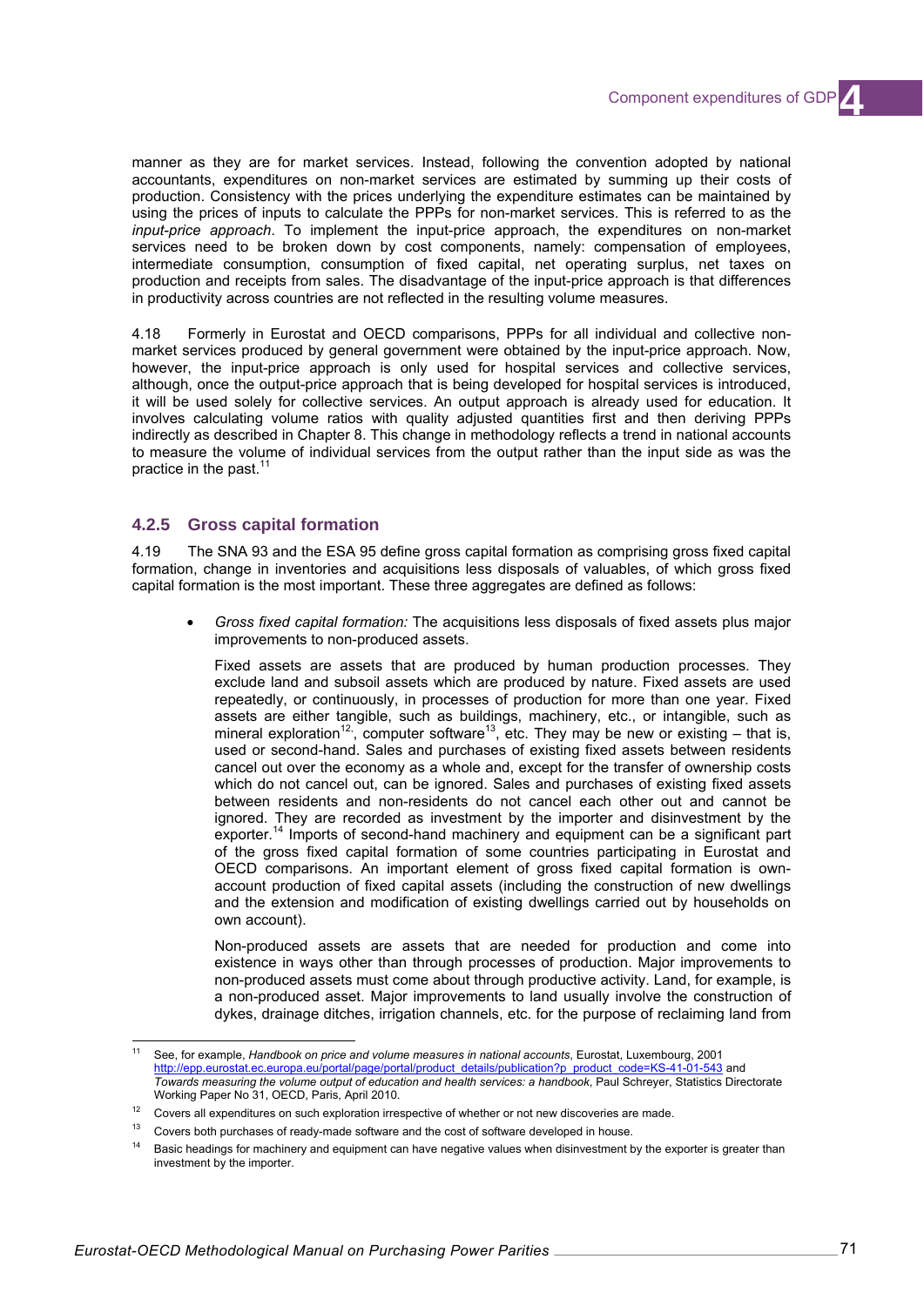manner as they are for market services. Instead, following the convention adopted by national accountants, expenditures on non-market services are estimated by summing up their costs of production. Consistency with the prices underlying the expenditure estimates can be maintained by using the prices of inputs to calculate the PPPs for non-market services. This is referred to as the *input-price approach*. To implement the input-price approach, the expenditures on non-market services need to be broken down by cost components, namely: compensation of employees, intermediate consumption, consumption of fixed capital, net operating surplus, net taxes on production and receipts from sales. The disadvantage of the input-price approach is that differences in productivity across countries are not reflected in the resulting volume measures.

4.18 Formerly in Eurostat and OECD comparisons, PPPs for all individual and collective non-market services produced by general government were obtained by the input-price approach. Now, however, the input-price approach is only used for hospital services and collective services, although, once the output-price approach that is being developed for hospital services is introduced, it will be used solely for collective services. An output approach is already used for education. It involves calculating volume ratios with quality adjusted quantities first and then deriving PPPs indirectly as described in Chapter 8. This change in methodology reflects a trend in national accounts to measure the volume of individual services from the output rather than the input side as was the practice in the past.[11]

### 4.2.5 Gross capital formation

4.19 The SNA 93 and the ESA 95 define gross capital formation as comprising gross fixed capital formation, change in inventories and acquisitions less disposals of valuables, of which gross fixed capital formation is the most important. These three aggregates are defined as follows:

- *Gross fixed capital formation:* The acquisitions less disposals of fixed assets plus major improvements to non-produced assets.

  Fixed assets are assets that are produced by human production processes. They exclude land and subsoil assets which are produced by nature. Fixed assets are used repeatedly, or continuously, in processes of production for more than one year. Fixed assets are either tangible, such as buildings, machinery, etc., or intangible, such as mineral exploration[12], computer software[13], etc. They may be new or existing – that is, used or second-hand. Sales and purchases of existing fixed assets between residents cancel out over the economy as a whole and, except for the transfer of ownership costs which do not cancel out, can be ignored. Sales and purchases of existing fixed assets between residents and non-residents do not cancel each other out and cannot be ignored. They are recorded as investment by the importer and disinvestment by the exporter.[14] Imports of second-hand machinery and equipment can be a significant part of the gross fixed capital formation of some countries participating in Eurostat and OECD comparisons. An important element of gross fixed capital formation is own-account production of fixed capital assets (including the construction of new dwellings and the extension and modification of existing dwellings carried out by households on own account).

  Non-produced assets are assets that are needed for production and come into existence in ways other than through processes of production. Major improvements to non-produced assets must come about through productive activity. Land, for example, is a non-produced asset. Major improvements to land usually involve the construction of dykes, drainage ditches, irrigation channels, etc. for the purpose of reclaiming land from

---

[11] See, for example, *Handbook on price and volume measures in national accounts*, Eurostat, Luxembourg, 2001 http://epp.eurostat.ec.europa.eu/portal/page/portal/product_details/publication?p_product_code=KS-41-01-543 and *Towards measuring the volume output of education and health services: a handbook*, Paul Schreyer, Statistics Directorate Working Paper No 31, OECD, Paris, April 2010.

[12] Covers all expenditures on such exploration irrespective of whether or not new discoveries are made.

[13] Covers both purchases of ready-made software and the cost of software developed in house.

[14] Basic headings for machinery and equipment can have negative values when disinvestment by the exporter is greater than investment by the importer.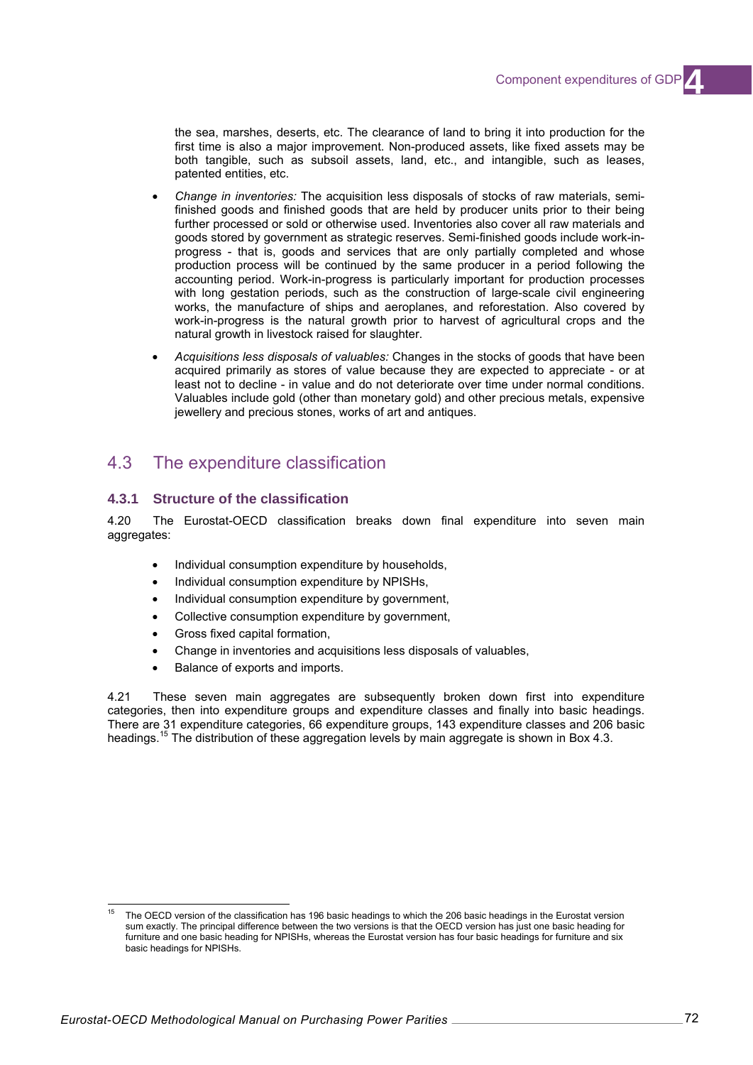the sea, marshes, deserts, etc. The clearance of land to bring it into production for the first time is also a major improvement. Non-produced assets, like fixed assets may be both tangible, such as subsoil assets, land, etc., and intangible, such as leases, patented entities, etc.

- *Change in inventories:* The acquisition less disposals of stocks of raw materials, semi-finished goods and finished goods that are held by producer units prior to their being further processed or sold or otherwise used. Inventories also cover all raw materials and goods stored by government as strategic reserves. Semi-finished goods include work-in-progress - that is, goods and services that are only partially completed and whose production process will be continued by the same producer in a period following the accounting period. Work-in-progress is particularly important for production processes with long gestation periods, such as the construction of large-scale civil engineering works, the manufacture of ships and aeroplanes, and reforestation. Also covered by work-in-progress is the natural growth prior to harvest of agricultural crops and the natural growth in livestock raised for slaughter.
- *Acquisitions less disposals of valuables:* Changes in the stocks of goods that have been acquired primarily as stores of value because they are expected to appreciate - or at least not to decline - in value and do not deteriorate over time under normal conditions. Valuables include gold (other than monetary gold) and other precious metals, expensive jewellery and precious stones, works of art and antiques.

## 4.3 The expenditure classification

### 4.3.1 Structure of the classification

4.20 The Eurostat-OECD classification breaks down final expenditure into seven main aggregates:

- Individual consumption expenditure by households,
- Individual consumption expenditure by NPISHs,
- Individual consumption expenditure by government,
- Collective consumption expenditure by government,
- Gross fixed capital formation,
- Change in inventories and acquisitions less disposals of valuables,
- Balance of exports and imports.

4.21 These seven main aggregates are subsequently broken down first into expenditure categories, then into expenditure groups and expenditure classes and finally into basic headings. There are 31 expenditure categories, 66 expenditure groups, 143 expenditure classes and 206 basic headings.[15] The distribution of these aggregation levels by main aggregate is shown in Box 4.3.

[15] The OECD version of the classification has 196 basic headings to which the 206 basic headings in the Eurostat version sum exactly. The principal difference between the two versions is that the OECD version has just one basic heading for furniture and one basic heading for NPISHs, whereas the Eurostat version has four basic headings for furniture and six basic headings for NPISHs.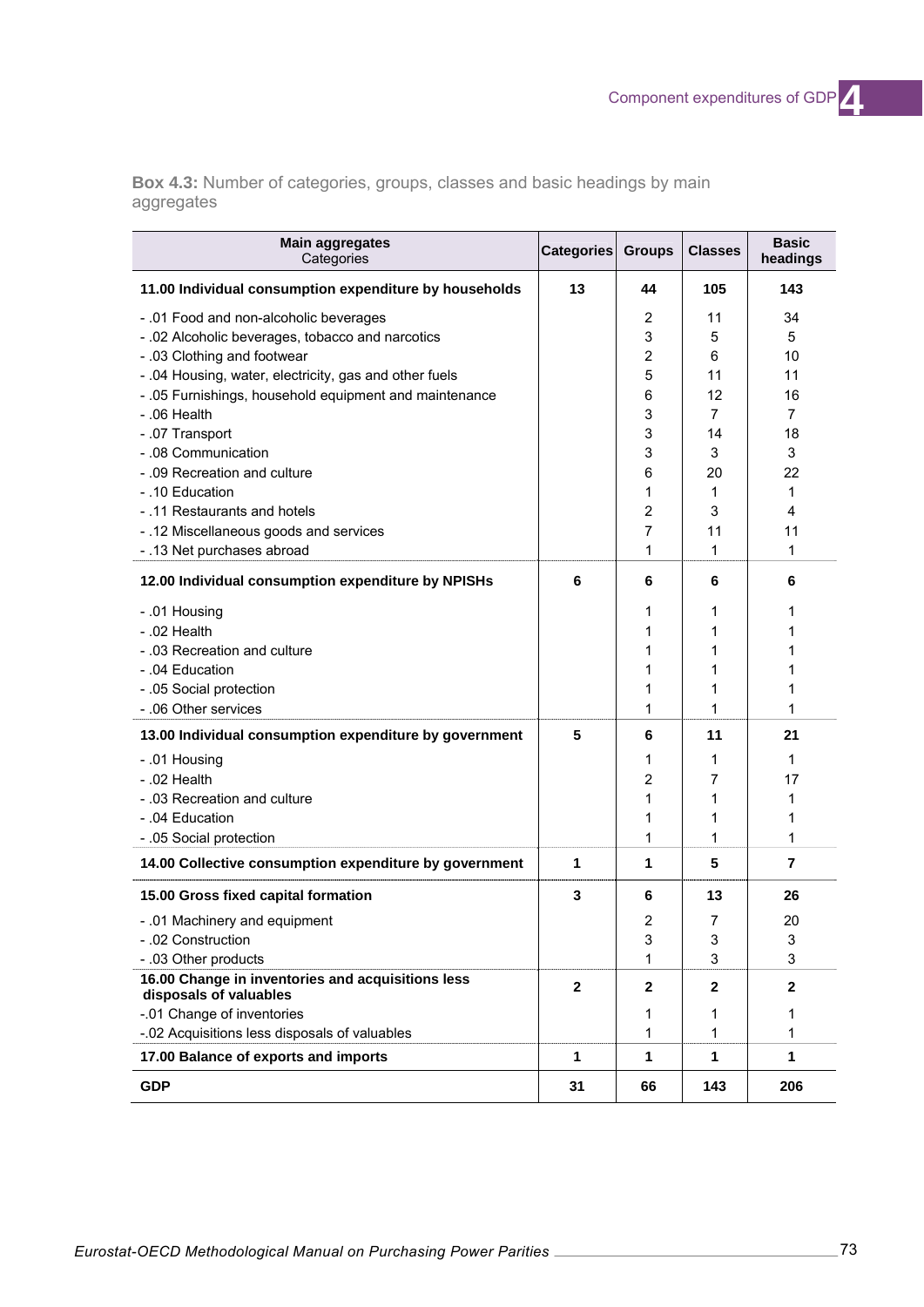**Box 4.3:** Number of categories, groups, classes and basic headings by main aggregates

| Main aggregates<br>Categories | Categories | Groups | Classes | Basic headings |
|---|---|---|---|---|
| **11.00 Individual consumption expenditure by households** | **13** | **44** | **105** | **143** |
| - .01 Food and non-alcoholic beverages | | 2 | 11 | 34 |
| - .02 Alcoholic beverages, tobacco and narcotics | | 3 | 5 | 5 |
| - .03 Clothing and footwear | | 2 | 6 | 10 |
| - .04 Housing, water, electricity, gas and other fuels | | 5 | 11 | 11 |
| - .05 Furnishings, household equipment and maintenance | | 6 | 12 | 16 |
| - .06 Health | | 3 | 7 | 7 |
| - .07 Transport | | 3 | 14 | 18 |
| - .08 Communication | | 3 | 3 | 3 |
| - .09 Recreation and culture | | 6 | 20 | 22 |
| - .10 Education | | 1 | 1 | 1 |
| - .11 Restaurants and hotels | | 2 | 3 | 4 |
| - .12 Miscellaneous goods and services | | 7 | 11 | 11 |
| - .13 Net purchases abroad | | 1 | 1 | 1 |
| **12.00 Individual consumption expenditure by NPISHs** | **6** | **6** | **6** | **6** |
| - .01 Housing | | 1 | 1 | 1 |
| - .02 Health | | 1 | 1 | 1 |
| - .03 Recreation and culture | | 1 | 1 | 1 |
| - .04 Education | | 1 | 1 | 1 |
| - .05 Social protection | | 1 | 1 | 1 |
| - .06 Other services | | 1 | 1 | 1 |
| **13.00 Individual consumption expenditure by government** | **5** | **6** | **11** | **21** |
| - .01 Housing | | 1 | 1 | 1 |
| - .02 Health | | 2 | 7 | 17 |
| - .03 Recreation and culture | | 1 | 1 | 1 |
| - .04 Education | | 1 | 1 | 1 |
| - .05 Social protection | | 1 | 1 | 1 |
| **14.00 Collective consumption expenditure by government** | **1** | **1** | **5** | **7** |
| **15.00 Gross fixed capital formation** | **3** | **6** | **13** | **26** |
| - .01 Machinery and equipment | | 2 | 7 | 20 |
| - .02 Construction | | 3 | 3 | 3 |
| - .03 Other products | | 1 | 3 | 3 |
| **16.00 Change in inventories and acquisitions less disposals of valuables** | **2** | **2** | **2** | **2** |
| -.01 Change of inventories | | 1 | 1 | 1 |
| -.02 Acquisitions less disposals of valuables | | 1 | 1 | 1 |
| **17.00 Balance of exports and imports** | **1** | **1** | **1** | **1** |
| **GDP** | **31** | **66** | **143** | **206** |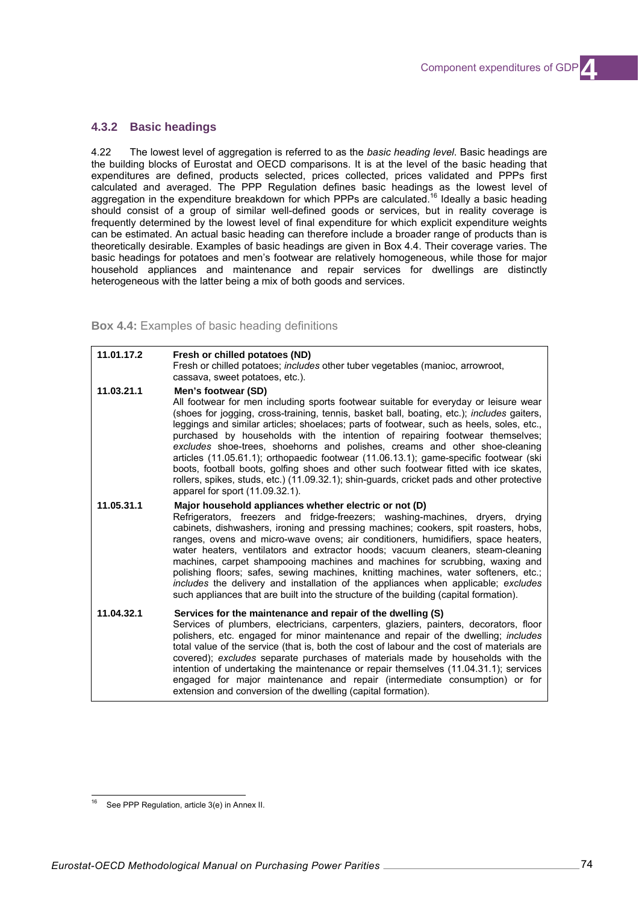### 4.3.2 Basic headings

4.22 The lowest level of aggregation is referred to as the *basic heading level*. Basic headings are the building blocks of Eurostat and OECD comparisons. It is at the level of the basic heading that expenditures are defined, products selected, prices collected, prices validated and PPPs first calculated and averaged. The PPP Regulation defines basic headings as the lowest level of aggregation in the expenditure breakdown for which PPPs are calculated.[16] Ideally a basic heading should consist of a group of similar well-defined goods or services, but in reality coverage is frequently determined by the lowest level of final expenditure for which explicit expenditure weights can be estimated. An actual basic heading can therefore include a broader range of products than is theoretically desirable. Examples of basic headings are given in Box 4.4. Their coverage varies. The basic headings for potatoes and men's footwear are relatively homogeneous, while those for major household appliances and maintenance and repair services for dwellings are distinctly heterogeneous with the latter being a mix of both goods and services.

**Box 4.4:** Examples of basic heading definitions

| | |
|---|---|
| **11.01.17.2** | **Fresh or chilled potatoes (ND)**<br>Fresh or chilled potatoes; *includes* other tuber vegetables (manioc, arrowroot, cassava, sweet potatoes, etc.). |
| **11.03.21.1** | **Men's footwear (SD)**<br>All footwear for men including sports footwear suitable for everyday or leisure wear (shoes for jogging, cross-training, tennis, basket ball, boating, etc.); *includes* gaiters, leggings and similar articles; shoelaces; parts of footwear, such as heels, soles, etc., purchased by households with the intention of repairing footwear themselves; *excludes* shoe-trees, shoehorns and polishes, creams and other shoe-cleaning articles (11.05.61.1); orthopaedic footwear (11.06.13.1); game-specific footwear (ski boots, football boots, golfing shoes and other such footwear fitted with ice skates, rollers, spikes, studs, etc.) (11.09.32.1); shin-guards, cricket pads and other protective apparel for sport (11.09.32.1). |
| **11.05.31.1** | **Major household appliances whether electric or not (D)**<br>Refrigerators, freezers and fridge-freezers; washing-machines, dryers, drying cabinets, dishwashers, ironing and pressing machines; cookers, spit roasters, hobs, ranges, ovens and micro-wave ovens; air conditioners, humidifiers, space heaters, water heaters, ventilators and extractor hoods; vacuum cleaners, steam-cleaning machines, carpet shampooing machines and machines for scrubbing, waxing and polishing floors; safes, sewing machines, knitting machines, water softeners, etc.; *includes* the delivery and installation of the appliances when applicable; *excludes* such appliances that are built into the structure of the building (capital formation). |
| **11.04.32.1** | **Services for the maintenance and repair of the dwelling (S)**<br>Services of plumbers, electricians, carpenters, glaziers, painters, decorators, floor polishers, etc. engaged for minor maintenance and repair of the dwelling; *includes* total value of the service (that is, both the cost of labour and the cost of materials are covered); *excludes* separate purchases of materials made by households with the intention of undertaking the maintenance or repair themselves (11.04.31.1); services engaged for major maintenance and repair (intermediate consumption) or for extension and conversion of the dwelling (capital formation). |

[16] See PPP Regulation, article 3(e) in Annex II.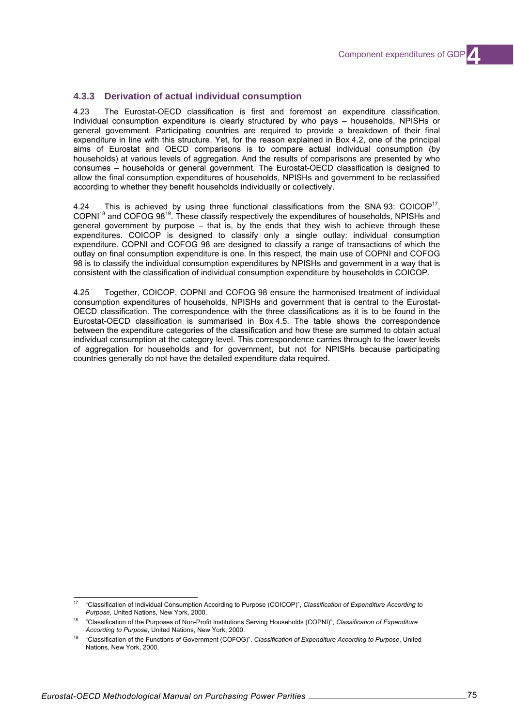### 4.3.3 Derivation of actual individual consumption

4.23 The Eurostat-OECD classification is first and foremost an expenditure classification. Individual consumption expenditure is clearly structured by who pays – households, NPISHs or general government. Participating countries are required to provide a breakdown of their final expenditure in line with this structure. Yet, for the reason explained in Box 4.2, one of the principal aims of Eurostat and OECD comparisons is to compare actual individual consumption (by households) at various levels of aggregation. And the results of comparisons are presented by who consumes – households or general government. The Eurostat-OECD classification is designed to allow the final consumption expenditures of households, NPISHs and government to be reclassified according to whether they benefit households individually or collectively.

4.24 This is achieved by using three functional classifications from the SNA 93: COICOP[17], COPNI[18] and COFOG 98[19]. These classify respectively the expenditures of households, NPISHs and general government by purpose – that is, by the ends that they wish to achieve through these expenditures. COICOP is designed to classify only a single outlay: individual consumption expenditure. COPNI and COFOG 98 are designed to classify a range of transactions of which the outlay on final consumption expenditure is one. In this respect, the main use of COPNI and COFOG 98 is to classify the individual consumption expenditures by NPISHs and government in a way that is consistent with the classification of individual consumption expenditure by households in COICOP.

4.25 Together, COICOP, COPNI and COFOG 98 ensure the harmonised treatment of individual consumption expenditures of households, NPISHs and government that is central to the Eurostat-OECD classification. The correspondence with the three classifications as it is to be found in the Eurostat-OECD classification is summarised in Box 4.5. The table shows the correspondence between the expenditure categories of the classification and how these are summed to obtain actual individual consumption at the category level. This correspondence carries through to the lower levels of aggregation for households and for government, but not for NPISHs because participating countries generally do not have the detailed expenditure data required.

---

[17] "Classification of Individual Consumption According to Purpose (COICOP)", *Classification of Expenditure According to Purpose*, United Nations, New York, 2000.

[18] "Classification of the Purposes of Non-Profit Institutions Serving Households (COPNI)", *Classification of Expenditure According to Purpose*, United Nations, New York, 2000.

[19] "Classification of the Functions of Government (COFOG)", *Classification of Expenditure According to Purpose*, United Nations, New York, 2000.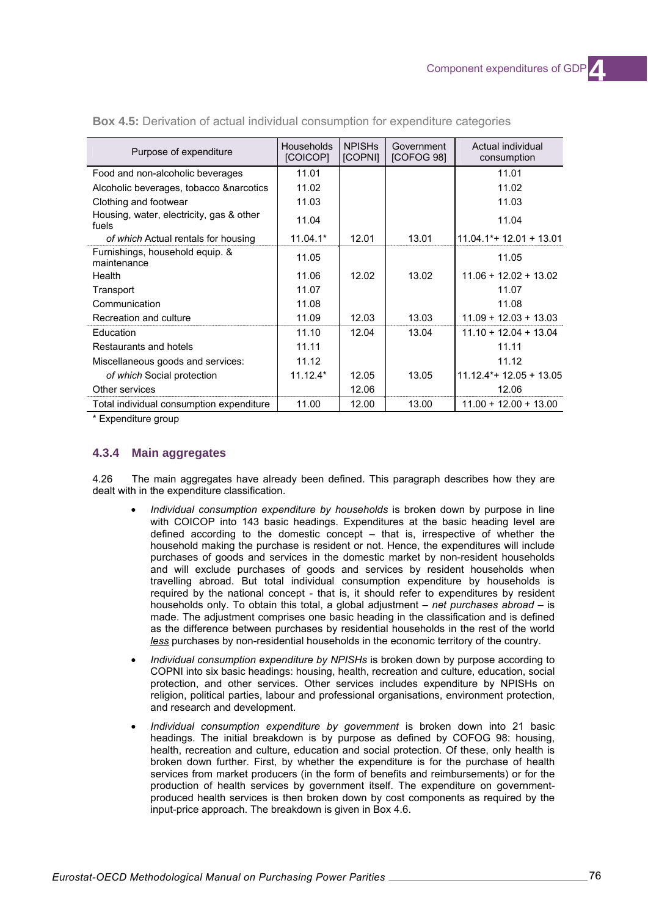**Box 4.5:** Derivation of actual individual consumption for expenditure categories

| Purpose of expenditure | Households [COICOP] | NPISHs [COPNI] | Government [COFOG 98] | Actual individual consumption |
|---|---|---|---|---|
| Food and non-alcoholic beverages | 11.01 | | | 11.01 |
| Alcoholic beverages, tobacco &narcotics | 11.02 | | | 11.02 |
| Clothing and footwear | 11.03 | | | 11.03 |
| Housing, water, electricity, gas & other fuels | 11.04 | | | 11.04 |
| *of which* Actual rentals for housing | 11.04.1* | 12.01 | 13.01 | 11.04.1*+ 12.01 + 13.01 |
| Furnishings, household equip. & maintenance | 11.05 | | | 11.05 |
| Health | 11.06 | 12.02 | 13.02 | 11.06 + 12.02 + 13.02 |
| Transport | 11.07 | | | 11.07 |
| Communication | 11.08 | | | 11.08 |
| Recreation and culture | 11.09 | 12.03 | 13.03 | 11.09 + 12.03 + 13.03 |
| Education | 11.10 | 12.04 | 13.04 | 11.10 + 12.04 + 13.04 |
| Restaurants and hotels | 11.11 | | | 11.11 |
| Miscellaneous goods and services: | 11.12 | | | 11.12 |
| *of which* Social protection | 11.12.4* | 12.05 | 13.05 | 11.12.4*+ 12.05 + 13.05 |
| Other services | | 12.06 | | 12.06 |
| Total individual consumption expenditure | 11.00 | 12.00 | 13.00 | 11.00 + 12.00 + 13.00 |

* Expenditure group

### 4.3.4 Main aggregates

4.26 The main aggregates have already been defined. This paragraph describes how they are dealt with in the expenditure classification.

- *Individual consumption expenditure by households* is broken down by purpose in line with COICOP into 143 basic headings. Expenditures at the basic heading level are defined according to the domestic concept – that is, irrespective of whether the household making the purchase is resident or not. Hence, the expenditures will include purchases of goods and services in the domestic market by non-resident households and will exclude purchases of goods and services by resident households when travelling abroad. But total individual consumption expenditure by households is required by the national concept - that is, it should refer to expenditures by resident households only. To obtain this total, a global adjustment – *net purchases abroad* – is made. The adjustment comprises one basic heading in the classification and is defined as the difference between purchases by residential households in the rest of the world *less* purchases by non-residential households in the economic territory of the country.

- *Individual consumption expenditure by NPISHs* is broken down by purpose according to COPNI into six basic headings: housing, health, recreation and culture, education, social protection, and other services. Other services includes expenditure by NPISHs on religion, political parties, labour and professional organisations, environment protection, and research and development.

- *Individual consumption expenditure by government* is broken down into 21 basic headings. The initial breakdown is by purpose as defined by COFOG 98: housing, health, recreation and culture, education and social protection. Of these, only health is broken down further. First, by whether the expenditure is for the purchase of health services from market producers (in the form of benefits and reimbursements) or for the production of health services by government itself. The expenditure on government-produced health services is then broken down by cost components as required by the input-price approach. The breakdown is given in Box 4.6.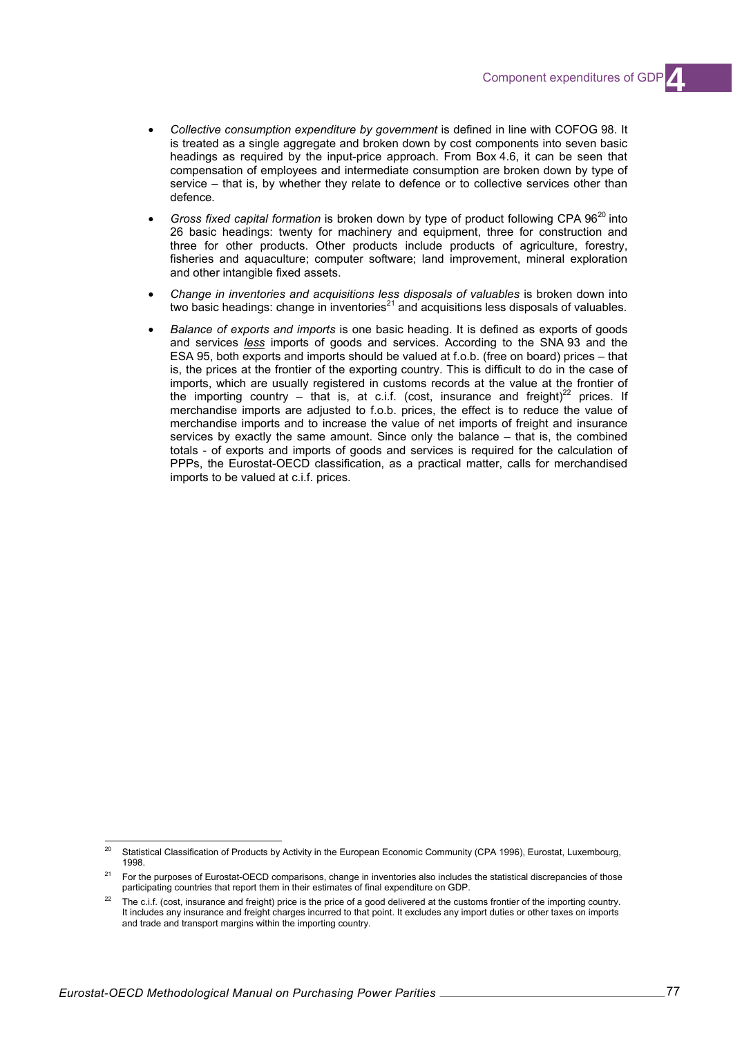- *Collective consumption expenditure by government* is defined in line with COFOG 98. It is treated as a single aggregate and broken down by cost components into seven basic headings as required by the input-price approach. From Box 4.6, it can be seen that compensation of employees and intermediate consumption are broken down by type of service – that is, by whether they relate to defence or to collective services other than defence.

- *Gross fixed capital formation* is broken down by type of product following CPA 96[20] into 26 basic headings: twenty for machinery and equipment, three for construction and three for other products. Other products include products of agriculture, forestry, fisheries and aquaculture; computer software; land improvement, mineral exploration and other intangible fixed assets.

- *Change in inventories and acquisitions less disposals of valuables* is broken down into two basic headings: change in inventories[21] and acquisitions less disposals of valuables.

- *Balance of exports and imports* is one basic heading. It is defined as exports of goods and services *less* imports of goods and services. According to the SNA 93 and the ESA 95, both exports and imports should be valued at f.o.b. (free on board) prices – that is, the prices at the frontier of the exporting country. This is difficult to do in the case of imports, which are usually registered in customs records at the value at the frontier of the importing country – that is, at c.i.f. (cost, insurance and freight)[22] prices. If merchandise imports are adjusted to f.o.b. prices, the effect is to reduce the value of merchandise imports and to increase the value of net imports of freight and insurance services by exactly the same amount. Since only the balance – that is, the combined totals - of exports and imports of goods and services is required for the calculation of PPPs, the Eurostat-OECD classification, as a practical matter, calls for merchandised imports to be valued at c.i.f. prices.

---

[20] Statistical Classification of Products by Activity in the European Economic Community (CPA 1996), Eurostat, Luxembourg, 1998.

[21] For the purposes of Eurostat-OECD comparisons, change in inventories also includes the statistical discrepancies of those participating countries that report them in their estimates of final expenditure on GDP.

[22] The c.i.f. (cost, insurance and freight) price is the price of a good delivered at the customs frontier of the importing country. It includes any insurance and freight charges incurred to that point. It excludes any import duties or other taxes on imports and trade and transport margins within the importing country.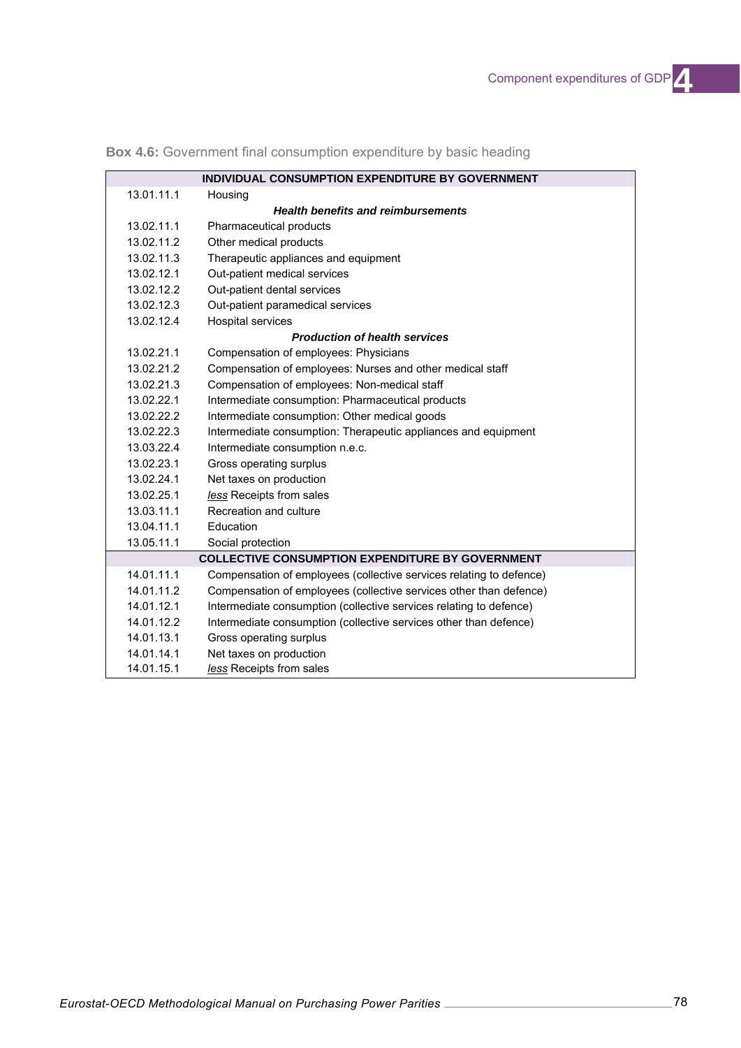**Box 4.6:** Government final consumption expenditure by basic heading

| | |
|---|---|
| | **INDIVIDUAL CONSUMPTION EXPENDITURE BY GOVERNMENT** |
| 13.01.11.1 | Housing |
| | ***Health benefits and reimbursements*** |
| 13.02.11.1 | Pharmaceutical products |
| 13.02.11.2 | Other medical products |
| 13.02.11.3 | Therapeutic appliances and equipment |
| 13.02.12.1 | Out-patient medical services |
| 13.02.12.2 | Out-patient dental services |
| 13.02.12.3 | Out-patient paramedical services |
| 13.02.12.4 | Hospital services |
| | ***Production of health services*** |
| 13.02.21.1 | Compensation of employees: Physicians |
| 13.02.21.2 | Compensation of employees: Nurses and other medical staff |
| 13.02.21.3 | Compensation of employees: Non-medical staff |
| 13.02.22.1 | Intermediate consumption: Pharmaceutical products |
| 13.02.22.2 | Intermediate consumption: Other medical goods |
| 13.02.22.3 | Intermediate consumption: Therapeutic appliances and equipment |
| 13.03.22.4 | Intermediate consumption n.e.c. |
| 13.02.23.1 | Gross operating surplus |
| 13.02.24.1 | Net taxes on production |
| 13.02.25.1 | *less* Receipts from sales |
| 13.03.11.1 | Recreation and culture |
| 13.04.11.1 | Education |
| 13.05.11.1 | Social protection |
| | **COLLECTIVE CONSUMPTION EXPENDITURE BY GOVERNMENT** |
| 14.01.11.1 | Compensation of employees (collective services relating to defence) |
| 14.01.11.2 | Compensation of employees (collective services other than defence) |
| 14.01.12.1 | Intermediate consumption (collective services relating to defence) |
| 14.01.12.2 | Intermediate consumption (collective services other than defence) |
| 14.01.13.1 | Gross operating surplus |
| 14.01.14.1 | Net taxes on production |
| 14.01.15.1 | *less* Receipts from sales |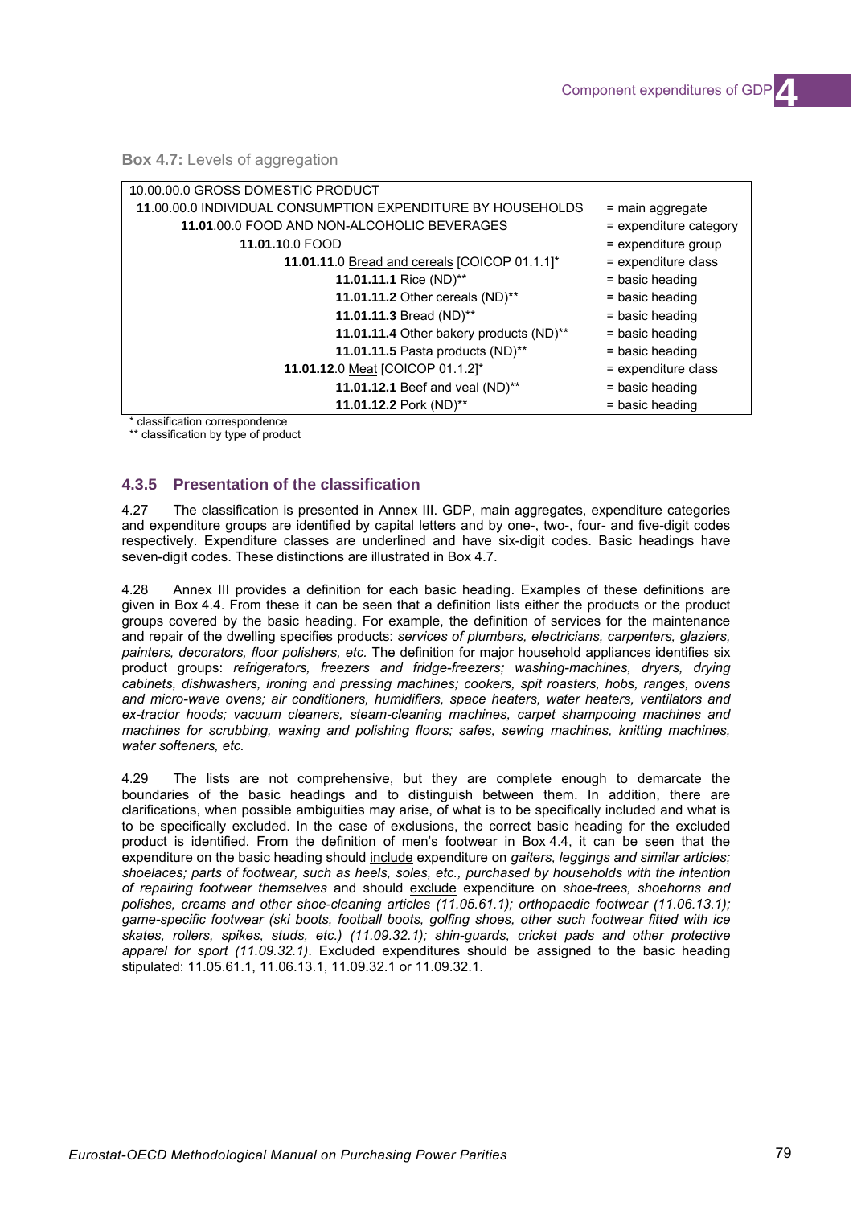**Box 4.7:** Levels of aggregation

| | |
|---|---|
| **1**0.00.00.0 GROSS DOMESTIC PRODUCT | |
| **11**.00.00.0 INDIVIDUAL CONSUMPTION EXPENDITURE BY HOUSEHOLDS | = main aggregate |
| **11.01**.00.0 FOOD AND NON-ALCOHOLIC BEVERAGES | = expenditure category |
| **11.01.1**0.0 FOOD | = expenditure group |
| **11.01.11**.0 <u>Bread and cereals</u> [COICOP 01.1.1]* | = expenditure class |
| **11.01.11.1** Rice (ND)** | = basic heading |
| **11.01.11.2** Other cereals (ND)** | = basic heading |
| **11.01.11.3** Bread (ND)** | = basic heading |
| **11.01.11.4** Other bakery products (ND)** | = basic heading |
| **11.01.11.5** Pasta products (ND)** | = basic heading |
| **11.01.12**.0 <u>Meat</u> [COICOP 01.1.2]* | = expenditure class |
| **11.01.12.1** Beef and veal (ND)** | = basic heading |
| **11.01.12.2** Pork (ND)** | = basic heading |

\* classification correspondence
** classification by type of product

### 4.3.5 Presentation of the classification

4.27 The classification is presented in Annex III. GDP, main aggregates, expenditure categories and expenditure groups are identified by capital letters and by one-, two-, four- and five-digit codes respectively. Expenditure classes are underlined and have six-digit codes. Basic headings have seven-digit codes. These distinctions are illustrated in Box 4.7.

4.28 Annex III provides a definition for each basic heading. Examples of these definitions are given in Box 4.4. From these it can be seen that a definition lists either the products or the product groups covered by the basic heading. For example, the definition of services for the maintenance and repair of the dwelling specifies products: *services of plumbers, electricians, carpenters, glaziers, painters, decorators, floor polishers, etc.* The definition for major household appliances identifies six product groups: *refrigerators, freezers and fridge-freezers; washing-machines, dryers, drying cabinets, dishwashers, ironing and pressing machines; cookers, spit roasters, hobs, ranges, ovens and micro-wave ovens; air conditioners, humidifiers, space heaters, water heaters, ventilators and ex-tractor hoods; vacuum cleaners, steam-cleaning machines, carpet shampooing machines and machines for scrubbing, waxing and polishing floors; safes, sewing machines, knitting machines, water softeners, etc.*

4.29 The lists are not comprehensive, but they are complete enough to demarcate the boundaries of the basic headings and to distinguish between them. In addition, there are clarifications, when possible ambiguities may arise, of what is to be specifically included and what is to be specifically excluded. In the case of exclusions, the correct basic heading for the excluded product is identified. From the definition of men's footwear in Box 4.4, it can be seen that the expenditure on the basic heading should <u>include</u> expenditure on *gaiters, leggings and similar articles; shoelaces; parts of footwear, such as heels, soles, etc., purchased by households with the intention of repairing footwear themselves* and should <u>exclude</u> expenditure on *shoe-trees, shoehorns and polishes, creams and other shoe-cleaning articles (11.05.61.1); orthopaedic footwear (11.06.13.1); game-specific footwear (ski boots, football boots, golfing shoes, other such footwear fitted with ice skates, rollers, spikes, studs, etc.) (11.09.32.1); shin-guards, cricket pads and other protective apparel for sport (11.09.32.1).* Excluded expenditures should be assigned to the basic heading stipulated: 11.05.61.1, 11.06.13.1, 11.09.32.1 or 11.09.32.1.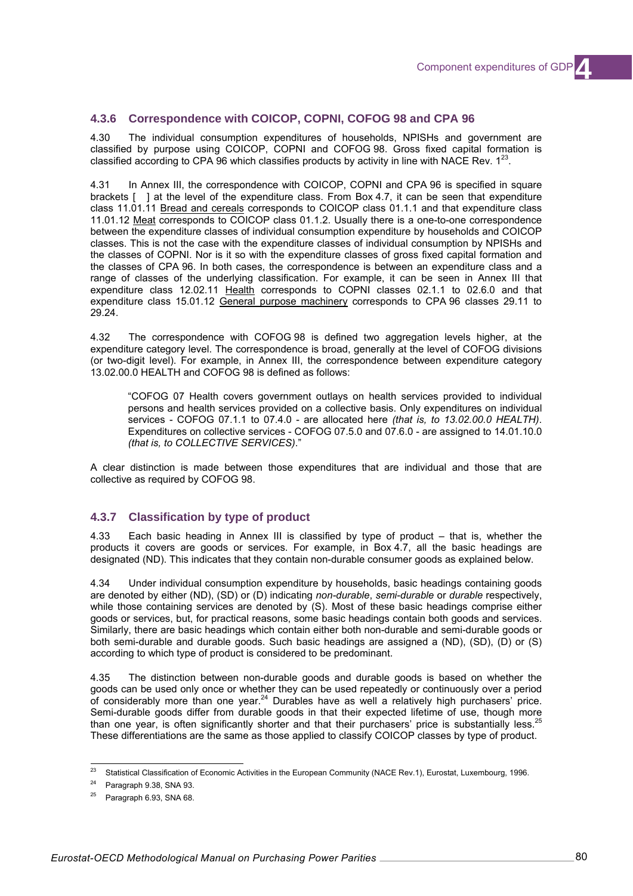### 4.3.6 Correspondence with COICOP, COPNI, COFOG 98 and CPA 96

4.30 The individual consumption expenditures of households, NPISHs and government are classified by purpose using COICOP, COPNI and COFOG 98. Gross fixed capital formation is classified according to CPA 96 which classifies products by activity in line with NACE Rev. 1[23].

4.31 In Annex III, the correspondence with COICOP, COPNI and CPA 96 is specified in square brackets [ ] at the level of the expenditure class. From Box 4.7, it can be seen that expenditure class 11.01.11 Bread and cereals corresponds to COICOP class 01.1.1 and that expenditure class 11.01.12 Meat corresponds to COICOP class 01.1.2. Usually there is a one-to-one correspondence between the expenditure classes of individual consumption expenditure by households and COICOP classes. This is not the case with the expenditure classes of individual consumption by NPISHs and the classes of COPNI. Nor is it so with the expenditure classes of gross fixed capital formation and the classes of CPA 96. In both cases, the correspondence is between an expenditure class and a range of classes of the underlying classification. For example, it can be seen in Annex III that expenditure class 12.02.11 Health corresponds to COPNI classes 02.1.1 to 02.6.0 and that expenditure class 15.01.12 General purpose machinery corresponds to CPA 96 classes 29.11 to 29.24.

4.32 The correspondence with COFOG 98 is defined two aggregation levels higher, at the expenditure category level. The correspondence is broad, generally at the level of COFOG divisions (or two-digit level). For example, in Annex III, the correspondence between expenditure category 13.02.00.0 HEALTH and COFOG 98 is defined as follows:

> "COFOG 07 Health covers government outlays on health services provided to individual persons and health services provided on a collective basis. Only expenditures on individual services - COFOG 07.1.1 to 07.4.0 - are allocated here *(that is, to 13.02.00.0 HEALTH)*. Expenditures on collective services - COFOG 07.5.0 and 07.6.0 - are assigned to 14.01.10.0 *(that is, to COLLECTIVE SERVICES)*."

A clear distinction is made between those expenditures that are individual and those that are collective as required by COFOG 98.

### 4.3.7 Classification by type of product

4.33 Each basic heading in Annex III is classified by type of product – that is, whether the products it covers are goods or services. For example, in Box 4.7, all the basic headings are designated (ND). This indicates that they contain non-durable consumer goods as explained below.

4.34 Under individual consumption expenditure by households, basic headings containing goods are denoted by either (ND), (SD) or (D) indicating *non-durable*, *semi-durable* or *durable* respectively, while those containing services are denoted by (S). Most of these basic headings comprise either goods or services, but, for practical reasons, some basic headings contain both goods and services. Similarly, there are basic headings which contain either both non-durable and semi-durable goods or both semi-durable and durable goods. Such basic headings are assigned a (ND), (SD), (D) or (S) according to which type of product is considered to be predominant.

4.35 The distinction between non-durable goods and durable goods is based on whether the goods can be used only once or whether they can be used repeatedly or continuously over a period of considerably more than one year.[24] Durables have as well a relatively high purchasers' price. Semi-durable goods differ from durable goods in that their expected lifetime of use, though more than one year, is often significantly shorter and that their purchasers' price is substantially less.[25] These differentiations are the same as those applied to classify COICOP classes by type of product.

---

[23] Statistical Classification of Economic Activities in the European Community (NACE Rev.1), Eurostat, Luxembourg, 1996.

[24] Paragraph 9.38, SNA 93.

[25] Paragraph 6.93, SNA 68.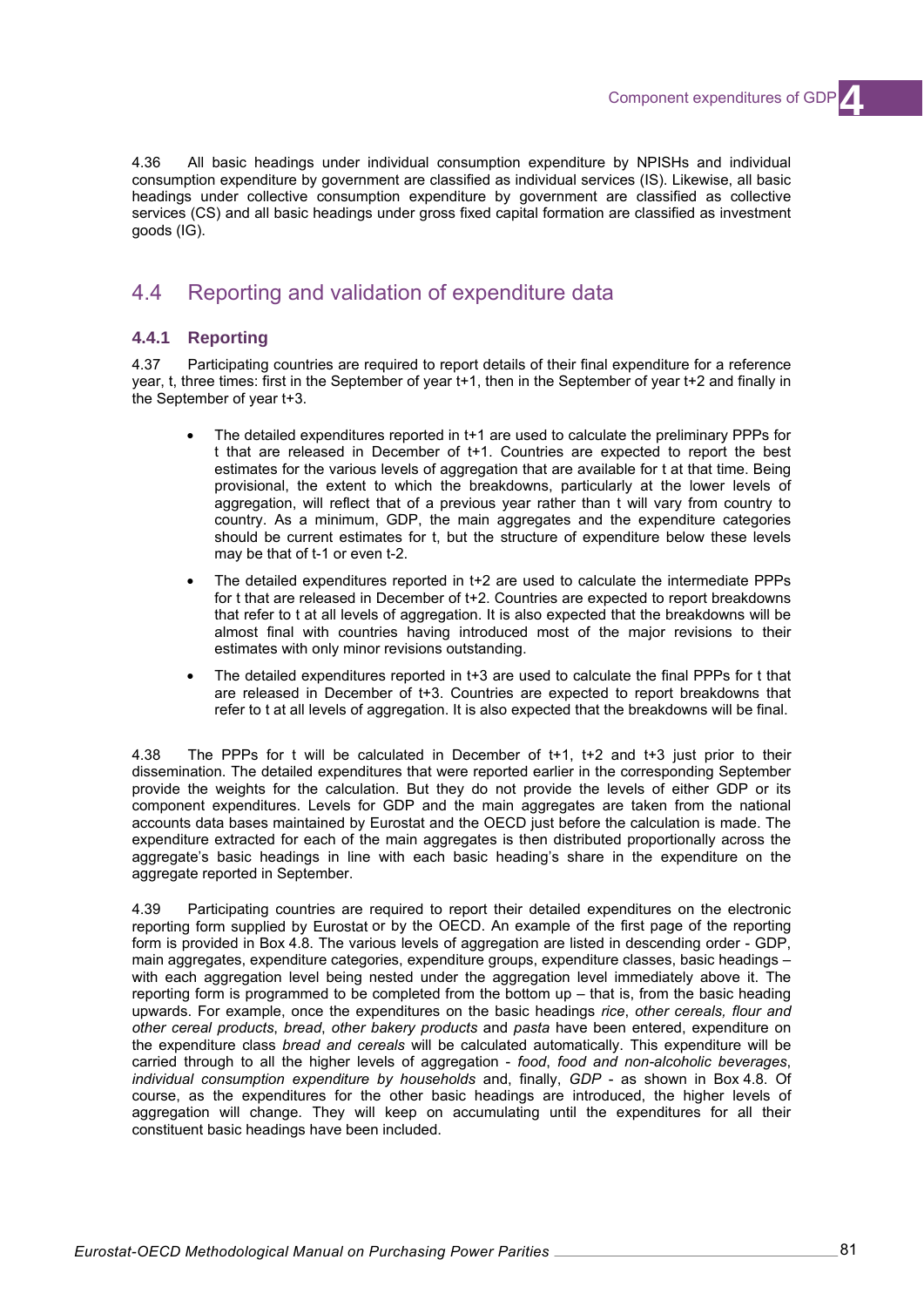4.36 All basic headings under individual consumption expenditure by NPISHs and individual consumption expenditure by government are classified as individual services (IS). Likewise, all basic headings under collective consumption expenditure by government are classified as collective services (CS) and all basic headings under gross fixed capital formation are classified as investment goods (IG).

## 4.4 Reporting and validation of expenditure data

### 4.4.1 Reporting

4.37 Participating countries are required to report details of their final expenditure for a reference year, t, three times: first in the September of year t+1, then in the September of year t+2 and finally in the September of year t+3.

- The detailed expenditures reported in t+1 are used to calculate the preliminary PPPs for t that are released in December of t+1. Countries are expected to report the best estimates for the various levels of aggregation that are available for t at that time. Being provisional, the extent to which the breakdowns, particularly at the lower levels of aggregation, will reflect that of a previous year rather than t will vary from country to country. As a minimum, GDP, the main aggregates and the expenditure categories should be current estimates for t, but the structure of expenditure below these levels may be that of t-1 or even t-2.
- The detailed expenditures reported in t+2 are used to calculate the intermediate PPPs for t that are released in December of t+2. Countries are expected to report breakdowns that refer to t at all levels of aggregation. It is also expected that the breakdowns will be almost final with countries having introduced most of the major revisions to their estimates with only minor revisions outstanding.
- The detailed expenditures reported in t+3 are used to calculate the final PPPs for t that are released in December of t+3. Countries are expected to report breakdowns that refer to t at all levels of aggregation. It is also expected that the breakdowns will be final.

4.38 The PPPs for t will be calculated in December of t+1, t+2 and t+3 just prior to their dissemination. The detailed expenditures that were reported earlier in the corresponding September provide the weights for the calculation. But they do not provide the levels of either GDP or its component expenditures. Levels for GDP and the main aggregates are taken from the national accounts data bases maintained by Eurostat and the OECD just before the calculation is made. The expenditure extracted for each of the main aggregates is then distributed proportionally across the aggregate's basic headings in line with each basic heading's share in the expenditure on the aggregate reported in September.

4.39 Participating countries are required to report their detailed expenditures on the electronic reporting form supplied by Eurostat or by the OECD. An example of the first page of the reporting form is provided in Box 4.8. The various levels of aggregation are listed in descending order - GDP, main aggregates, expenditure categories, expenditure groups, expenditure classes, basic headings – with each aggregation level being nested under the aggregation level immediately above it. The reporting form is programmed to be completed from the bottom up – that is, from the basic heading upwards. For example, once the expenditures on the basic headings *rice*, *other cereals, flour and other cereal products*, *bread*, *other bakery products* and *pasta* have been entered, expenditure on the expenditure class *bread and cereals* will be calculated automatically. This expenditure will be carried through to all the higher levels of aggregation - *food*, *food and non-alcoholic beverages*, *individual consumption expenditure by households* and, finally, *GDP* - as shown in Box 4.8. Of course, as the expenditures for the other basic headings are introduced, the higher levels of aggregation will change. They will keep on accumulating until the expenditures for all their constituent basic headings have been included.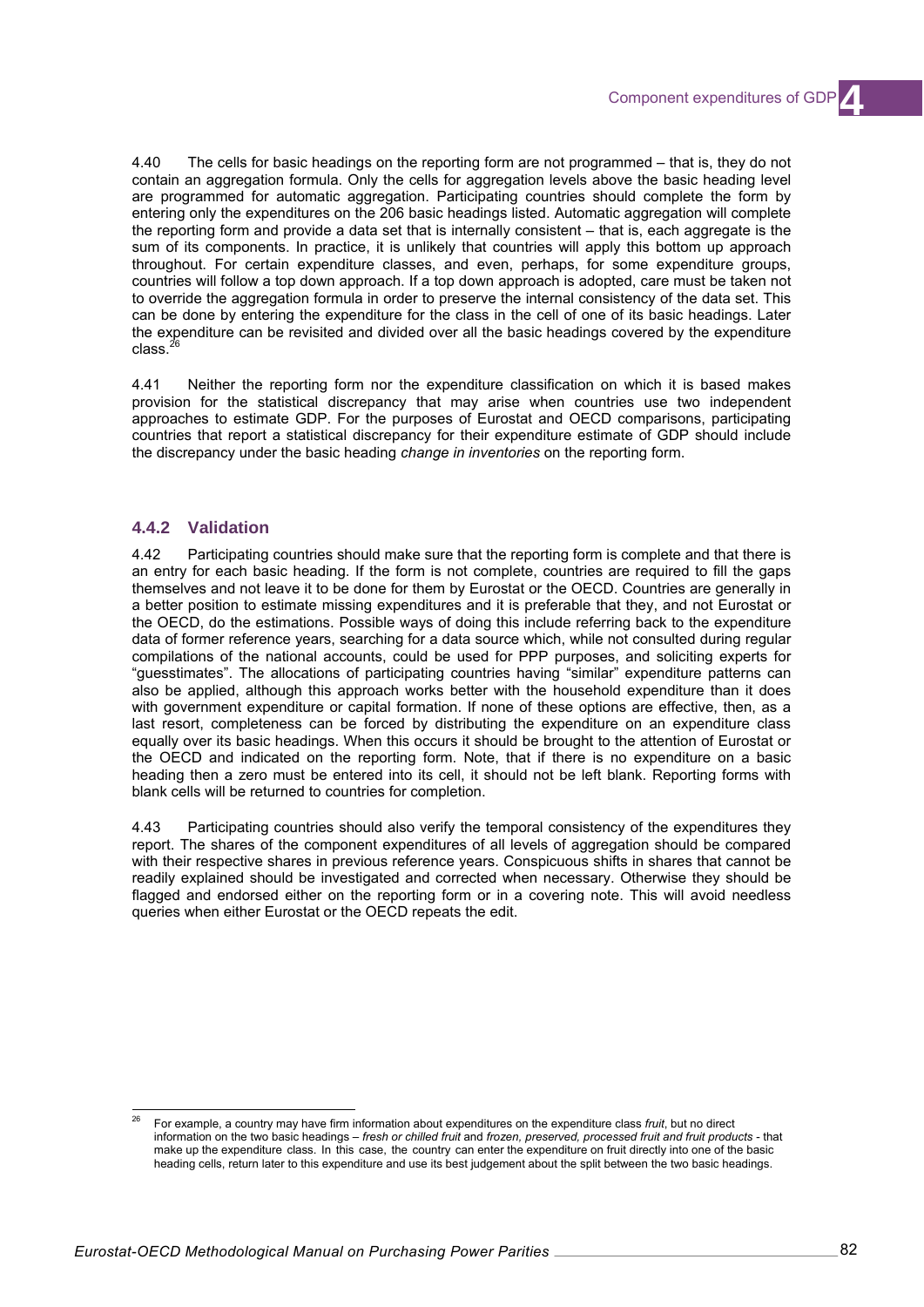4.40 The cells for basic headings on the reporting form are not programmed – that is, they do not contain an aggregation formula. Only the cells for aggregation levels above the basic heading level are programmed for automatic aggregation. Participating countries should complete the form by entering only the expenditures on the 206 basic headings listed. Automatic aggregation will complete the reporting form and provide a data set that is internally consistent – that is, each aggregate is the sum of its components. In practice, it is unlikely that countries will apply this bottom up approach throughout. For certain expenditure classes, and even, perhaps, for some expenditure groups, countries will follow a top down approach. If a top down approach is adopted, care must be taken not to override the aggregation formula in order to preserve the internal consistency of the data set. This can be done by entering the expenditure for the class in the cell of one of its basic headings. Later the expenditure can be revisited and divided over all the basic headings covered by the expenditure class.[26]

4.41 Neither the reporting form nor the expenditure classification on which it is based makes provision for the statistical discrepancy that may arise when countries use two independent approaches to estimate GDP. For the purposes of Eurostat and OECD comparisons, participating countries that report a statistical discrepancy for their expenditure estimate of GDP should include the discrepancy under the basic heading *change in inventories* on the reporting form.

### 4.4.2 Validation

4.42 Participating countries should make sure that the reporting form is complete and that there is an entry for each basic heading. If the form is not complete, countries are required to fill the gaps themselves and not leave it to be done for them by Eurostat or the OECD. Countries are generally in a better position to estimate missing expenditures and it is preferable that they, and not Eurostat or the OECD, do the estimations. Possible ways of doing this include referring back to the expenditure data of former reference years, searching for a data source which, while not consulted during regular compilations of the national accounts, could be used for PPP purposes, and soliciting experts for "guesstimates". The allocations of participating countries having "similar" expenditure patterns can also be applied, although this approach works better with the household expenditure than it does with government expenditure or capital formation. If none of these options are effective, then, as a last resort, completeness can be forced by distributing the expenditure on an expenditure class equally over its basic headings. When this occurs it should be brought to the attention of Eurostat or the OECD and indicated on the reporting form. Note, that if there is no expenditure on a basic heading then a zero must be entered into its cell, it should not be left blank. Reporting forms with blank cells will be returned to countries for completion.

4.43 Participating countries should also verify the temporal consistency of the expenditures they report. The shares of the component expenditures of all levels of aggregation should be compared with their respective shares in previous reference years. Conspicuous shifts in shares that cannot be readily explained should be investigated and corrected when necessary. Otherwise they should be flagged and endorsed either on the reporting form or in a covering note. This will avoid needless queries when either Eurostat or the OECD repeats the edit.

---

[26] For example, a country may have firm information about expenditures on the expenditure class *fruit*, but no direct information on the two basic headings – *fresh or chilled fruit* and *frozen, preserved, processed fruit and fruit products* - that make up the expenditure class. In this case, the country can enter the expenditure on fruit directly into one of the basic heading cells, return later to this expenditure and use its best judgement about the split between the two basic headings.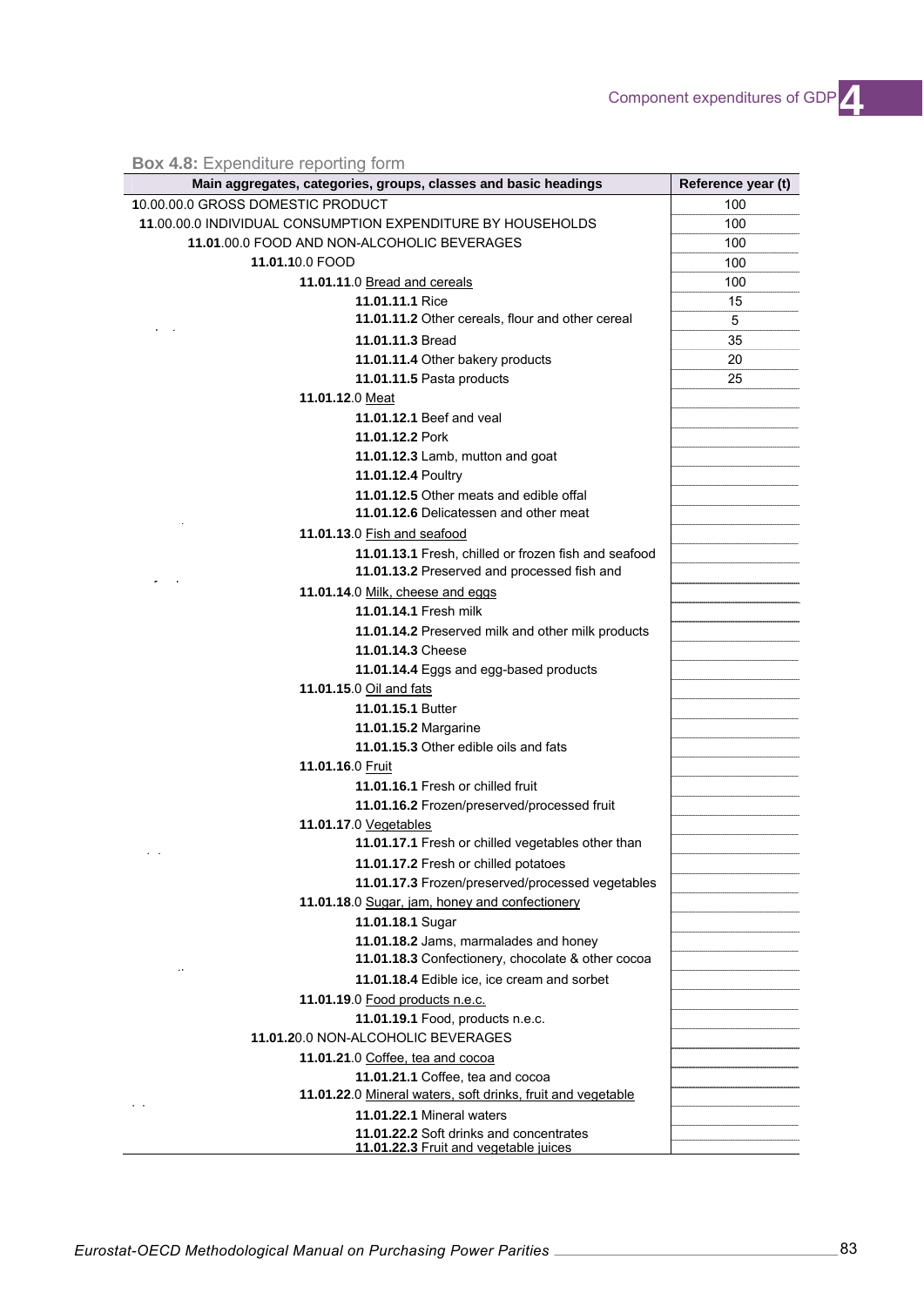**Box 4.8:** Expenditure reporting form

| Main aggregates, categories, groups, classes and basic headings | Reference year (t) |
|---|---|
| **1**0.00.00.0 GROSS DOMESTIC PRODUCT | 100 |
| **11**.00.00.0 INDIVIDUAL CONSUMPTION EXPENDITURE BY HOUSEHOLDS | 100 |
| **11.01**.00.0 FOOD AND NON-ALCOHOLIC BEVERAGES | 100 |
| **11.01.1**0.0 FOOD | 100 |
| **11.01.11**.0 Bread and cereals | 100 |
| **11.01.11.1** Rice | 15 |
| **11.01.11.2** Other cereals, flour and other cereal | 5 |
| **11.01.11.3** Bread | 35 |
| **11.01.11.4** Other bakery products | 20 |
| **11.01.11.5** Pasta products | 25 |
| **11.01.12**.0 Meat | |
| **11.01.12.1** Beef and veal | |
| **11.01.12.2** Pork | |
| **11.01.12.3** Lamb, mutton and goat | |
| **11.01.12.4** Poultry | |
| **11.01.12.5** Other meats and edible offal | |
| **11.01.12.6** Delicatessen and other meat | |
| **11.01.13**.0 Fish and seafood | |
| **11.01.13.1** Fresh, chilled or frozen fish and seafood | |
| **11.01.13.2** Preserved and processed fish and | |
| **11.01.14**.0 Milk, cheese and eggs | |
| **11.01.14.1** Fresh milk | |
| **11.01.14.2** Preserved milk and other milk products | |
| **11.01.14.3** Cheese | |
| **11.01.14.4** Eggs and egg-based products | |
| **11.01.15**.0 Oil and fats | |
| **11.01.15.1** Butter | |
| **11.01.15.2** Margarine | |
| **11.01.15.3** Other edible oils and fats | |
| **11.01.16**.0 Fruit | |
| **11.01.16.1** Fresh or chilled fruit | |
| **11.01.16.2** Frozen/preserved/processed fruit | |
| **11.01.17**.0 Vegetables | |
| **11.01.17.1** Fresh or chilled vegetables other than | |
| **11.01.17.2** Fresh or chilled potatoes | |
| **11.01.17.3** Frozen/preserved/processed vegetables | |
| **11.01.18**.0 Sugar, jam, honey and confectionery | |
| **11.01.18.1** Sugar | |
| **11.01.18.2** Jams, marmalades and honey | |
| **11.01.18.3** Confectionery, chocolate & other cocoa | |
| **11.01.18.4** Edible ice, ice cream and sorbet | |
| **11.01.19**.0 Food products n.e.c. | |
| **11.01.19.1** Food, products n.e.c. | |
| **11.01.2**0.0 NON-ALCOHOLIC BEVERAGES | |
| **11.01.21**.0 Coffee, tea and cocoa | |
| **11.01.21.1** Coffee, tea and cocoa | |
| **11.01.22**.0 Mineral waters, soft drinks, fruit and vegetable | |
| **11.01.22.1** Mineral waters | |
| **11.01.22.2** Soft drinks and concentrates | |
| **11.01.22.3** Fruit and vegetable juices | |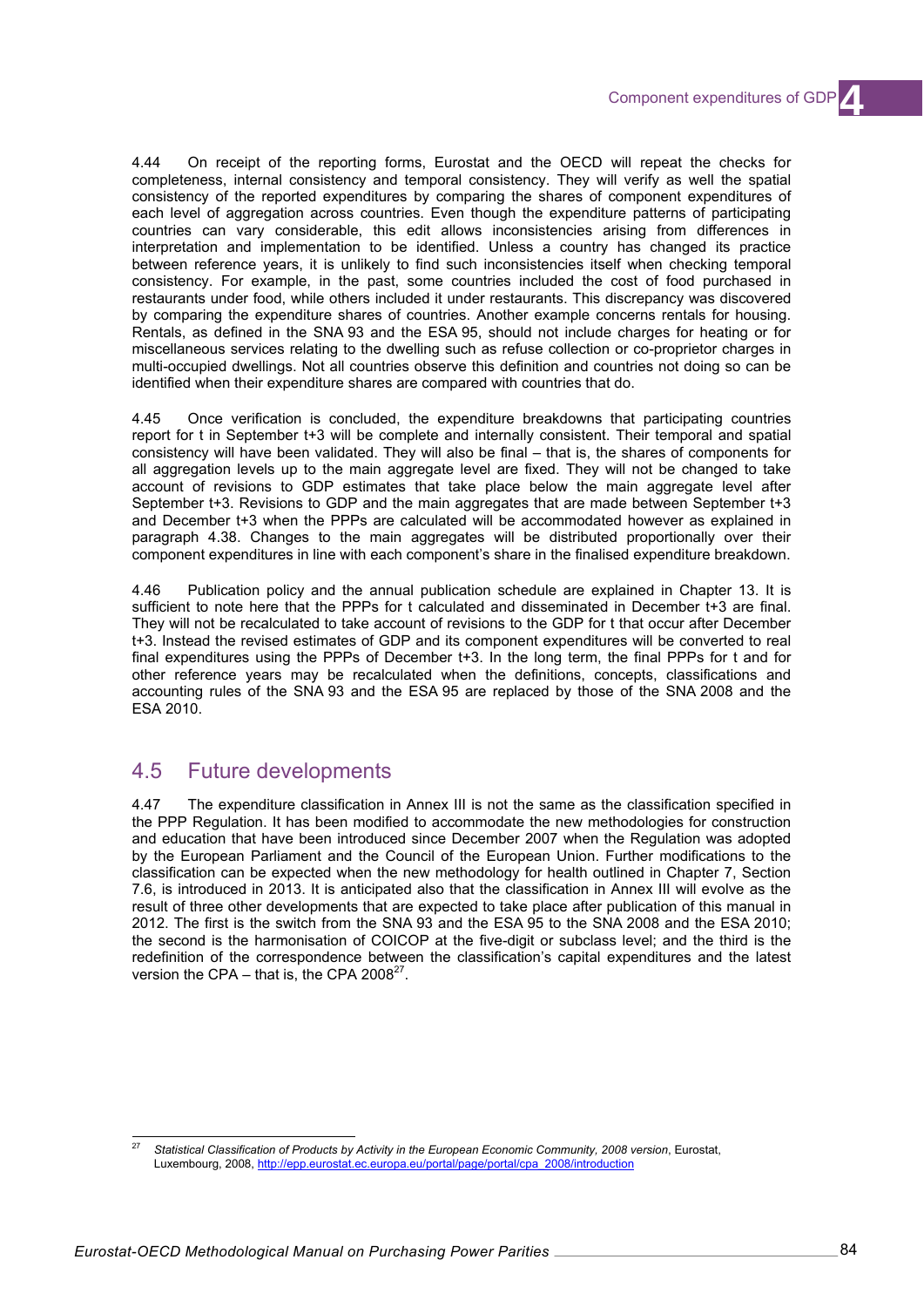4.44 On receipt of the reporting forms, Eurostat and the OECD will repeat the checks for completeness, internal consistency and temporal consistency. They will verify as well the spatial consistency of the reported expenditures by comparing the shares of component expenditures of each level of aggregation across countries. Even though the expenditure patterns of participating countries can vary considerable, this edit allows inconsistencies arising from differences in interpretation and implementation to be identified. Unless a country has changed its practice between reference years, it is unlikely to find such inconsistencies itself when checking temporal consistency. For example, in the past, some countries included the cost of food purchased in restaurants under food, while others included it under restaurants. This discrepancy was discovered by comparing the expenditure shares of countries. Another example concerns rentals for housing. Rentals, as defined in the SNA 93 and the ESA 95, should not include charges for heating or for miscellaneous services relating to the dwelling such as refuse collection or co-proprietor charges in multi-occupied dwellings. Not all countries observe this definition and countries not doing so can be identified when their expenditure shares are compared with countries that do.

4.45 Once verification is concluded, the expenditure breakdowns that participating countries report for t in September t+3 will be complete and internally consistent. Their temporal and spatial consistency will have been validated. They will also be final – that is, the shares of components for all aggregation levels up to the main aggregate level are fixed. They will not be changed to take account of revisions to GDP estimates that take place below the main aggregate level after September t+3. Revisions to GDP and the main aggregates that are made between September t+3 and December t+3 when the PPPs are calculated will be accommodated however as explained in paragraph 4.38. Changes to the main aggregates will be distributed proportionally over their component expenditures in line with each component's share in the finalised expenditure breakdown.

4.46 Publication policy and the annual publication schedule are explained in Chapter 13. It is sufficient to note here that the PPPs for t calculated and disseminated in December t+3 are final. They will not be recalculated to take account of revisions to the GDP for t that occur after December t+3. Instead the revised estimates of GDP and its component expenditures will be converted to real final expenditures using the PPPs of December t+3. In the long term, the final PPPs for t and for other reference years may be recalculated when the definitions, concepts, classifications and accounting rules of the SNA 93 and the ESA 95 are replaced by those of the SNA 2008 and the ESA 2010.

## 4.5 Future developments

4.47 The expenditure classification in Annex III is not the same as the classification specified in the PPP Regulation. It has been modified to accommodate the new methodologies for construction and education that have been introduced since December 2007 when the Regulation was adopted by the European Parliament and the Council of the European Union. Further modifications to the classification can be expected when the new methodology for health outlined in Chapter 7, Section 7.6, is introduced in 2013. It is anticipated also that the classification in Annex III will evolve as the result of three other developments that are expected to take place after publication of this manual in 2012. The first is the switch from the SNA 93 and the ESA 95 to the SNA 2008 and the ESA 2010; the second is the harmonisation of COICOP at the five-digit or subclass level; and the third is the redefinition of the correspondence between the classification's capital expenditures and the latest version the CPA – that is, the CPA 2008[27].

---

[27] *Statistical Classification of Products by Activity in the European Economic Community, 2008 version*, Eurostat, Luxembourg, 2008, http://epp.eurostat.ec.europa.eu/portal/page/portal/cpa_2008/introduction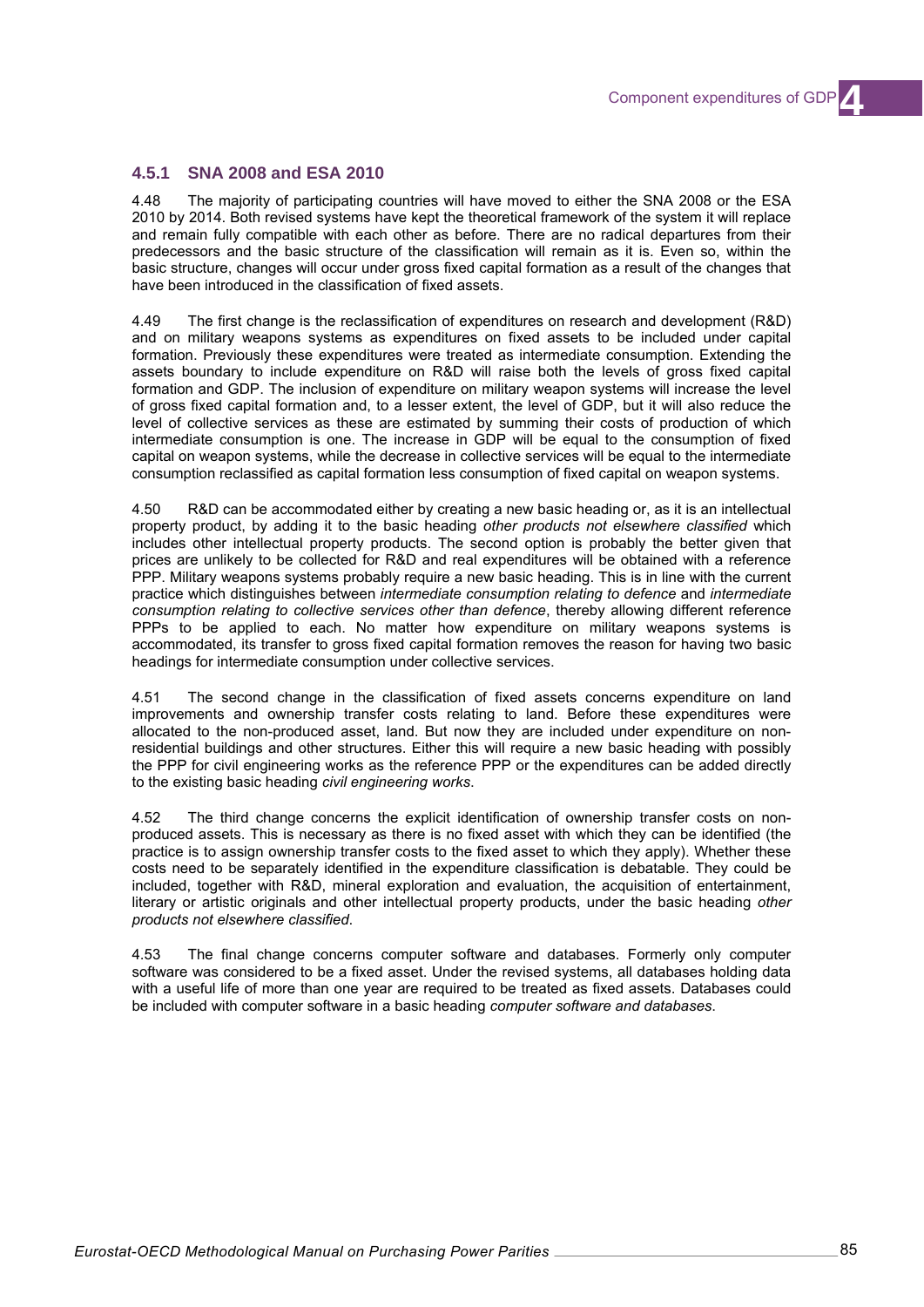### 4.5.1 SNA 2008 and ESA 2010

4.48 The majority of participating countries will have moved to either the SNA 2008 or the ESA 2010 by 2014. Both revised systems have kept the theoretical framework of the system it will replace and remain fully compatible with each other as before. There are no radical departures from their predecessors and the basic structure of the classification will remain as it is. Even so, within the basic structure, changes will occur under gross fixed capital formation as a result of the changes that have been introduced in the classification of fixed assets.

4.49 The first change is the reclassification of expenditures on research and development (R&D) and on military weapons systems as expenditures on fixed assets to be included under capital formation. Previously these expenditures were treated as intermediate consumption. Extending the assets boundary to include expenditure on R&D will raise both the levels of gross fixed capital formation and GDP. The inclusion of expenditure on military weapon systems will increase the level of gross fixed capital formation and, to a lesser extent, the level of GDP, but it will also reduce the level of collective services as these are estimated by summing their costs of production of which intermediate consumption is one. The increase in GDP will be equal to the consumption of fixed capital on weapon systems, while the decrease in collective services will be equal to the intermediate consumption reclassified as capital formation less consumption of fixed capital on weapon systems.

4.50 R&D can be accommodated either by creating a new basic heading or, as it is an intellectual property product, by adding it to the basic heading *other products not elsewhere classified* which includes other intellectual property products. The second option is probably the better given that prices are unlikely to be collected for R&D and real expenditures will be obtained with a reference PPP. Military weapons systems probably require a new basic heading. This is in line with the current practice which distinguishes between *intermediate consumption relating to defence* and *intermediate consumption relating to collective services other than defence*, thereby allowing different reference PPPs to be applied to each. No matter how expenditure on military weapons systems is accommodated, its transfer to gross fixed capital formation removes the reason for having two basic headings for intermediate consumption under collective services.

4.51 The second change in the classification of fixed assets concerns expenditure on land improvements and ownership transfer costs relating to land. Before these expenditures were allocated to the non-produced asset, land. But now they are included under expenditure on non-residential buildings and other structures. Either this will require a new basic heading with possibly the PPP for civil engineering works as the reference PPP or the expenditures can be added directly to the existing basic heading *civil engineering works*.

4.52 The third change concerns the explicit identification of ownership transfer costs on non-produced assets. This is necessary as there is no fixed asset with which they can be identified (the practice is to assign ownership transfer costs to the fixed asset to which they apply). Whether these costs need to be separately identified in the expenditure classification is debatable. They could be included, together with R&D, mineral exploration and evaluation, the acquisition of entertainment, literary or artistic originals and other intellectual property products, under the basic heading *other products not elsewhere classified*.

4.53 The final change concerns computer software and databases. Formerly only computer software was considered to be a fixed asset. Under the revised systems, all databases holding data with a useful life of more than one year are required to be treated as fixed assets. Databases could be included with computer software in a basic heading *computer software and databases*.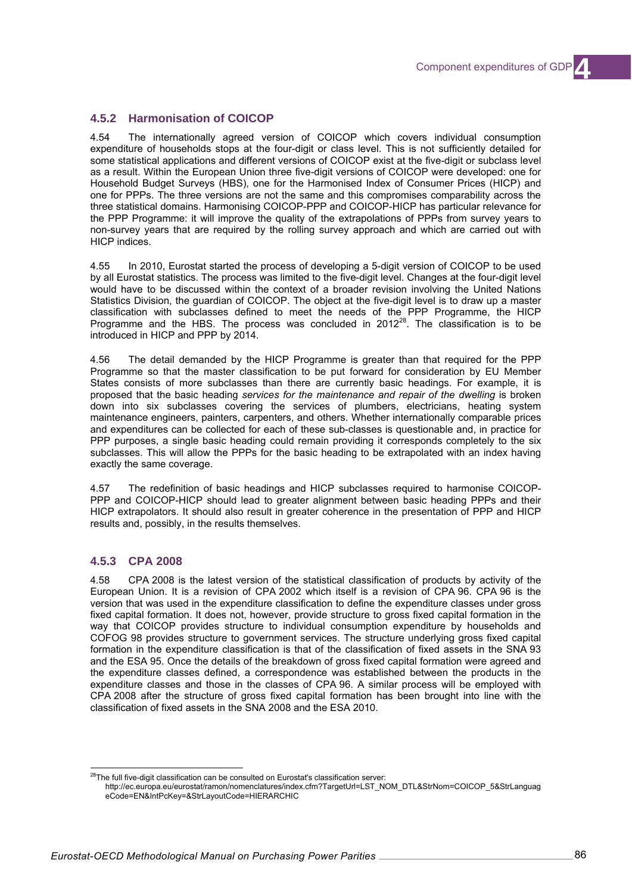### 4.5.2 Harmonisation of COICOP

4.54 The internationally agreed version of COICOP which covers individual consumption expenditure of households stops at the four-digit or class level. This is not sufficiently detailed for some statistical applications and different versions of COICOP exist at the five-digit or subclass level as a result. Within the European Union three five-digit versions of COICOP were developed: one for Household Budget Surveys (HBS), one for the Harmonised Index of Consumer Prices (HICP) and one for PPPs. The three versions are not the same and this compromises comparability across the three statistical domains. Harmonising COICOP-PPP and COICOP-HICP has particular relevance for the PPP Programme: it will improve the quality of the extrapolations of PPPs from survey years to non-survey years that are required by the rolling survey approach and which are carried out with HICP indices.

4.55 In 2010, Eurostat started the process of developing a 5-digit version of COICOP to be used by all Eurostat statistics. The process was limited to the five-digit level. Changes at the four-digit level would have to be discussed within the context of a broader revision involving the United Nations Statistics Division, the guardian of COICOP. The object at the five-digit level is to draw up a master classification with subclasses defined to meet the needs of the PPP Programme, the HICP Programme and the HBS. The process was concluded in 2012[28]. The classification is to be introduced in HICP and PPP by 2014.

4.56 The detail demanded by the HICP Programme is greater than that required for the PPP Programme so that the master classification to be put forward for consideration by EU Member States consists of more subclasses than there are currently basic headings. For example, it is proposed that the basic heading *services for the maintenance and repair of the dwelling* is broken down into six subclasses covering the services of plumbers, electricians, heating system maintenance engineers, painters, carpenters, and others. Whether internationally comparable prices and expenditures can be collected for each of these sub-classes is questionable and, in practice for PPP purposes, a single basic heading could remain providing it corresponds completely to the six subclasses. This will allow the PPPs for the basic heading to be extrapolated with an index having exactly the same coverage.

4.57 The redefinition of basic headings and HICP subclasses required to harmonise COICOP-PPP and COICOP-HICP should lead to greater alignment between basic heading PPPs and their HICP extrapolators. It should also result in greater coherence in the presentation of PPP and HICP results and, possibly, in the results themselves.

### 4.5.3 CPA 2008

4.58 CPA 2008 is the latest version of the statistical classification of products by activity of the European Union. It is a revision of CPA 2002 which itself is a revision of CPA 96. CPA 96 is the version that was used in the expenditure classification to define the expenditure classes under gross fixed capital formation. It does not, however, provide structure to gross fixed capital formation in the way that COICOP provides structure to individual consumption expenditure by households and COFOG 98 provides structure to government services. The structure underlying gross fixed capital formation in the expenditure classification is that of the classification of fixed assets in the SNA 93 and the ESA 95. Once the details of the breakdown of gross fixed capital formation were agreed and the expenditure classes defined, a correspondence was established between the products in the expenditure classes and those in the classes of CPA 96. A similar process will be employed with CPA 2008 after the structure of gross fixed capital formation has been brought into line with the classification of fixed assets in the SNA 2008 and the ESA 2010.

---

[28] The full five-digit classification can be consulted on Eurostat's classification server: http://ec.europa.eu/eurostat/ramon/nomenclatures/index.cfm?TargetUrl=LST_NOM_DTL&StrNom=COICOP_5&StrLanguageCode=EN&IntPcKey=&StrLayoutCode=HIERARCHIC